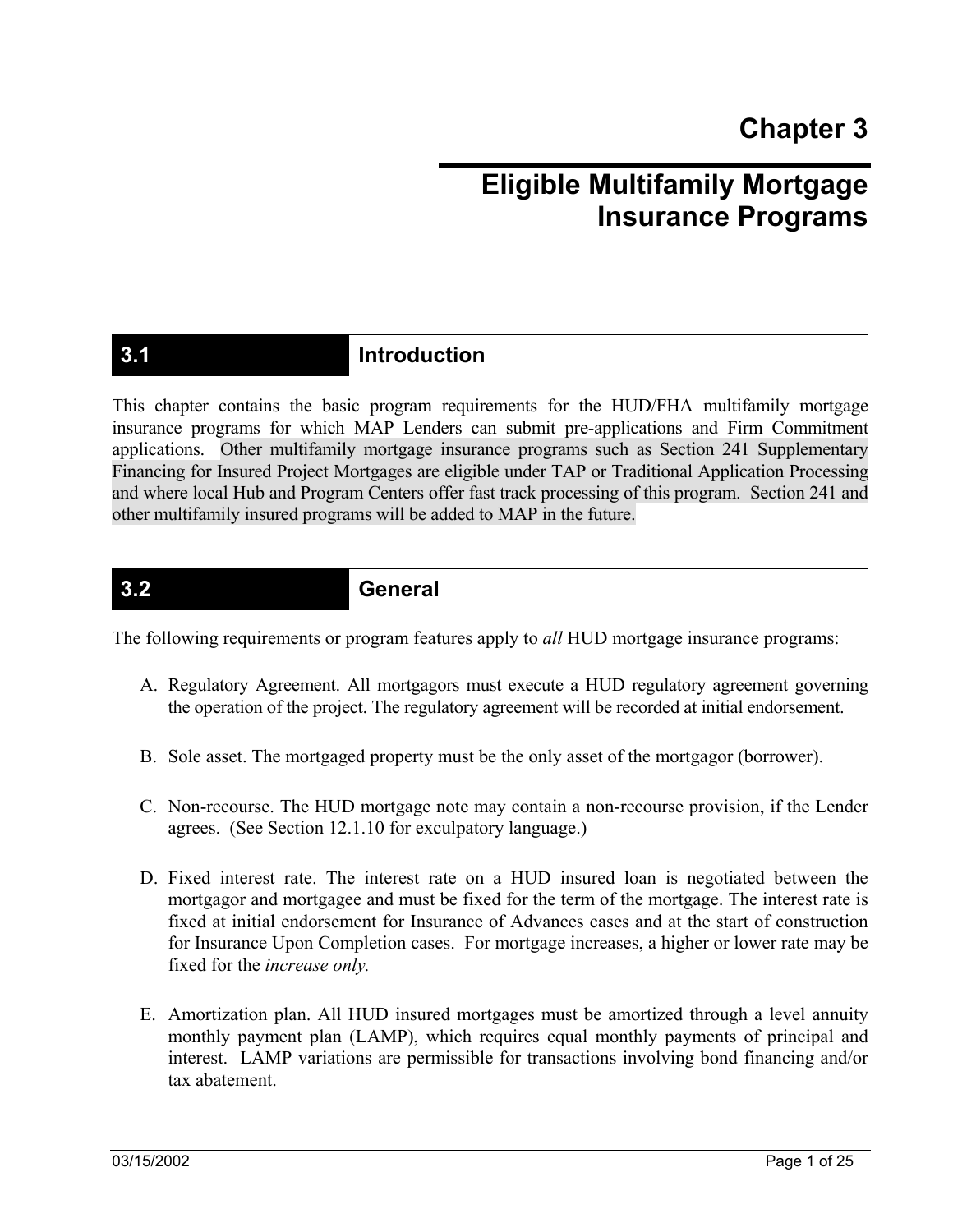# Chapter 3

# Eligible Multifamily Mortgage Insurance Programs

## 3.1 Introduction

This chapter contains the basic program requirements for the HUD/FHA multifamily mortgage insurance programs for which MAP Lenders can submit pre-applications and Firm Commitment applications. Other multifamily mortgage insurance programs such as Section 241 Supplementary Financing for Insured Project Mortgages are eligible under TAP or Traditional Application Processing and where local Hub and Program Centers offer fast track processing of this program. Section 241 and other multifamily insured programs will be added to MAP in the future.

## 3.2 General

The following requirements or program features apply to *all* HUD mortgage insurance programs:

A. Regulatory Agreement. All mortgagors must execute a HUD regulatory agreement governing the operation of the project. The regulatory agreement will be recorded at initial endorsement.

B. Sole asset. The mortgaged property must be the only asset of the mortgagor (borrower).

C. Non-recourse. The HUD mortgage note may contain a non-recourse provision, if the Lender agrees. (See Section 12.1.10 for exculpatory language.)

D. Fixed interest rate. The interest rate on a HUD insured loan is negotiated between the mortgagor and mortgagee and must be fixed for the term of the mortgage. The interest rate is fixed at initial endorsement for Insurance of Advances cases and at the start of construction for Insurance Upon Completion cases. For mortgage increases, a higher or lower rate may be fixed for the *increase only.*

E. Amortization plan. All HUD insured mortgages must be amortized through a level annuity monthly payment plan (LAMP), which requires equal monthly payments of principal and interest. LAMP variations are permissible for transactions involving bond financing and/or tax abatement.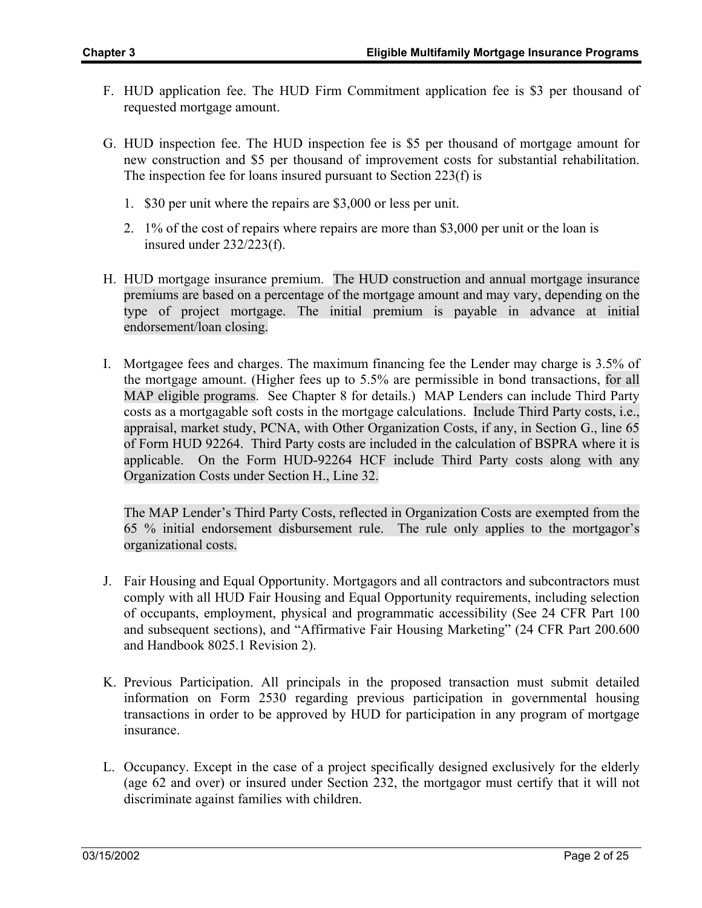F. HUD application fee. The HUD Firm Commitment application fee is $3 per thousand of requested mortgage amount.

G. HUD inspection fee. The HUD inspection fee is $5 per thousand of mortgage amount for new construction and $5 per thousand of improvement costs for substantial rehabilitation. The inspection fee for loans insured pursuant to Section 223(f) is

   1. $30 per unit where the repairs are $3,000 or less per unit.

   2. 1% of the cost of repairs where repairs are more than $3,000 per unit or the loan is insured under 232/223(f).

H. HUD mortgage insurance premium. The HUD construction and annual mortgage insurance premiums are based on a percentage of the mortgage amount and may vary, depending on the type of project mortgage. The initial premium is payable in advance at initial endorsement/loan closing.

I. Mortgagee fees and charges. The maximum financing fee the Lender may charge is 3.5% of the mortgage amount. (Higher fees up to 5.5% are permissible in bond transactions, for all MAP eligible programs. See Chapter 8 for details.) MAP Lenders can include Third Party costs as a mortgagable soft costs in the mortgage calculations. Include Third Party costs, i.e., appraisal, market study, PCNA, with Other Organization Costs, if any, in Section G., line 65 of Form HUD 92264. Third Party costs are included in the calculation of BSPRA where it is applicable. On the Form HUD-92264 HCF include Third Party costs along with any Organization Costs under Section H., Line 32.

   The MAP Lender's Third Party Costs, reflected in Organization Costs are exempted from the 65 % initial endorsement disbursement rule. The rule only applies to the mortgagor's organizational costs.

J. Fair Housing and Equal Opportunity. Mortgagors and all contractors and subcontractors must comply with all HUD Fair Housing and Equal Opportunity requirements, including selection of occupants, employment, physical and programmatic accessibility (See 24 CFR Part 100 and subsequent sections), and "Affirmative Fair Housing Marketing" (24 CFR Part 200.600 and Handbook 8025.1 Revision 2).

K. Previous Participation. All principals in the proposed transaction must submit detailed information on Form 2530 regarding previous participation in governmental housing transactions in order to be approved by HUD for participation in any program of mortgage insurance.

L. Occupancy. Except in the case of a project specifically designed exclusively for the elderly (age 62 and over) or insured under Section 232, the mortgagor must certify that it will not discriminate against families with children.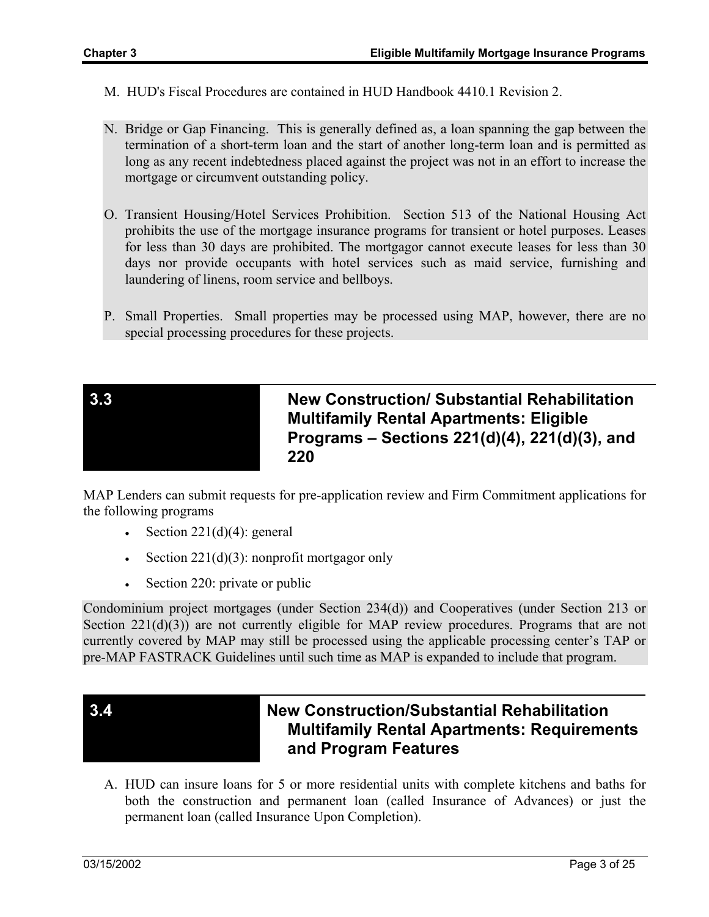M. HUD's Fiscal Procedures are contained in HUD Handbook 4410.1 Revision 2.

N. Bridge or Gap Financing. This is generally defined as, a loan spanning the gap between the termination of a short-term loan and the start of another long-term loan and is permitted as long as any recent indebtedness placed against the project was not in an effort to increase the mortgage or circumvent outstanding policy.

O. Transient Housing/Hotel Services Prohibition. Section 513 of the National Housing Act prohibits the use of the mortgage insurance programs for transient or hotel purposes. Leases for less than 30 days are prohibited. The mortgagor cannot execute leases for less than 30 days nor provide occupants with hotel services such as maid service, furnishing and laundering of linens, room service and bellboys.

P. Small Properties. Small properties may be processed using MAP, however, there are no special processing procedures for these projects.

## 3.3 New Construction/ Substantial Rehabilitation Multifamily Rental Apartments: Eligible Programs – Sections 221(d)(4), 221(d)(3), and 220

MAP Lenders can submit requests for pre-application review and Firm Commitment applications for the following programs

- Section 221(d)(4): general
- Section 221(d)(3): nonprofit mortgagor only
- Section 220: private or public

Condominium project mortgages (under Section 234(d)) and Cooperatives (under Section 213 or Section 221(d)(3)) are not currently eligible for MAP review procedures. Programs that are not currently covered by MAP may still be processed using the applicable processing center's TAP or pre-MAP FASTRACK Guidelines until such time as MAP is expanded to include that program.

## 3.4 New Construction/Substantial Rehabilitation Multifamily Rental Apartments: Requirements and Program Features

A. HUD can insure loans for 5 or more residential units with complete kitchens and baths for both the construction and permanent loan (called Insurance of Advances) or just the permanent loan (called Insurance Upon Completion).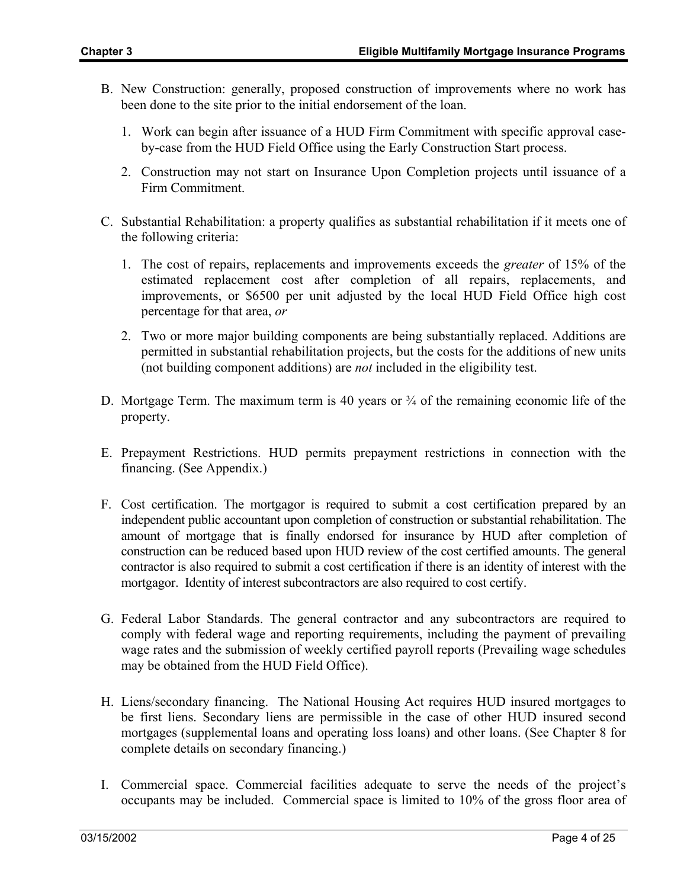B. New Construction: generally, proposed construction of improvements where no work has been done to the site prior to the initial endorsement of the loan.

   1. Work can begin after issuance of a HUD Firm Commitment with specific approval case-by-case from the HUD Field Office using the Early Construction Start process.

   2. Construction may not start on Insurance Upon Completion projects until issuance of a Firm Commitment.

C. Substantial Rehabilitation: a property qualifies as substantial rehabilitation if it meets one of the following criteria:

   1. The cost of repairs, replacements and improvements exceeds the *greater* of 15% of the estimated replacement cost after completion of all repairs, replacements, and improvements, or $6500 per unit adjusted by the local HUD Field Office high cost percentage for that area, *or*

   2. Two or more major building components are being substantially replaced. Additions are permitted in substantial rehabilitation projects, but the costs for the additions of new units (not building component additions) are *not* included in the eligibility test.

D. Mortgage Term. The maximum term is 40 years or ¾ of the remaining economic life of the property.

E. Prepayment Restrictions. HUD permits prepayment restrictions in connection with the financing. (See Appendix.)

F. Cost certification. The mortgagor is required to submit a cost certification prepared by an independent public accountant upon completion of construction or substantial rehabilitation. The amount of mortgage that is finally endorsed for insurance by HUD after completion of construction can be reduced based upon HUD review of the cost certified amounts. The general contractor is also required to submit a cost certification if there is an identity of interest with the mortgagor. Identity of interest subcontractors are also required to cost certify.

G. Federal Labor Standards. The general contractor and any subcontractors are required to comply with federal wage and reporting requirements, including the payment of prevailing wage rates and the submission of weekly certified payroll reports (Prevailing wage schedules may be obtained from the HUD Field Office).

H. Liens/secondary financing. The National Housing Act requires HUD insured mortgages to be first liens. Secondary liens are permissible in the case of other HUD insured second mortgages (supplemental loans and operating loss loans) and other loans. (See Chapter 8 for complete details on secondary financing.)

I. Commercial space. Commercial facilities adequate to serve the needs of the project's occupants may be included. Commercial space is limited to 10% of the gross floor area of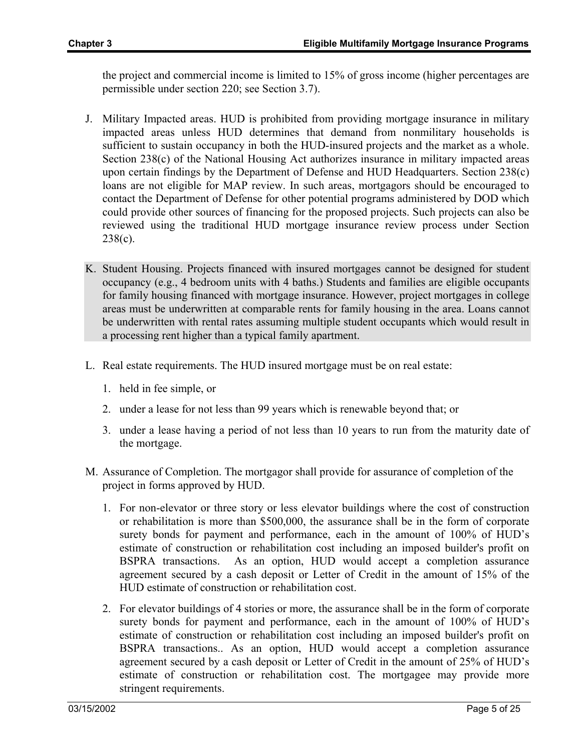the project and commercial income is limited to 15% of gross income (higher percentages are permissible under section 220; see Section 3.7).

J. Military Impacted areas. HUD is prohibited from providing mortgage insurance in military impacted areas unless HUD determines that demand from nonmilitary households is sufficient to sustain occupancy in both the HUD-insured projects and the market as a whole. Section 238(c) of the National Housing Act authorizes insurance in military impacted areas upon certain findings by the Department of Defense and HUD Headquarters. Section 238(c) loans are not eligible for MAP review. In such areas, mortgagors should be encouraged to contact the Department of Defense for other potential programs administered by DOD which could provide other sources of financing for the proposed projects. Such projects can also be reviewed using the traditional HUD mortgage insurance review process under Section 238(c).

K. Student Housing. Projects financed with insured mortgages cannot be designed for student occupancy (e.g., 4 bedroom units with 4 baths.) Students and families are eligible occupants for family housing financed with mortgage insurance. However, project mortgages in college areas must be underwritten at comparable rents for family housing in the area. Loans cannot be underwritten with rental rates assuming multiple student occupants which would result in a processing rent higher than a typical family apartment.

L. Real estate requirements. The HUD insured mortgage must be on real estate:

   1. held in fee simple, or
   2. under a lease for not less than 99 years which is renewable beyond that; or
   3. under a lease having a period of not less than 10 years to run from the maturity date of the mortgage.

M. Assurance of Completion. The mortgagor shall provide for assurance of completion of the project in forms approved by HUD.

   1. For non-elevator or three story or less elevator buildings where the cost of construction or rehabilitation is more than $500,000, the assurance shall be in the form of corporate surety bonds for payment and performance, each in the amount of 100% of HUD's estimate of construction or rehabilitation cost including an imposed builder's profit on BSPRA transactions. As an option, HUD would accept a completion assurance agreement secured by a cash deposit or Letter of Credit in the amount of 15% of the HUD estimate of construction or rehabilitation cost.
   2. For elevator buildings of 4 stories or more, the assurance shall be in the form of corporate surety bonds for payment and performance, each in the amount of 100% of HUD's estimate of construction or rehabilitation cost including an imposed builder's profit on BSPRA transactions.. As an option, HUD would accept a completion assurance agreement secured by a cash deposit or Letter of Credit in the amount of 25% of HUD's estimate of construction or rehabilitation cost. The mortgagee may provide more stringent requirements.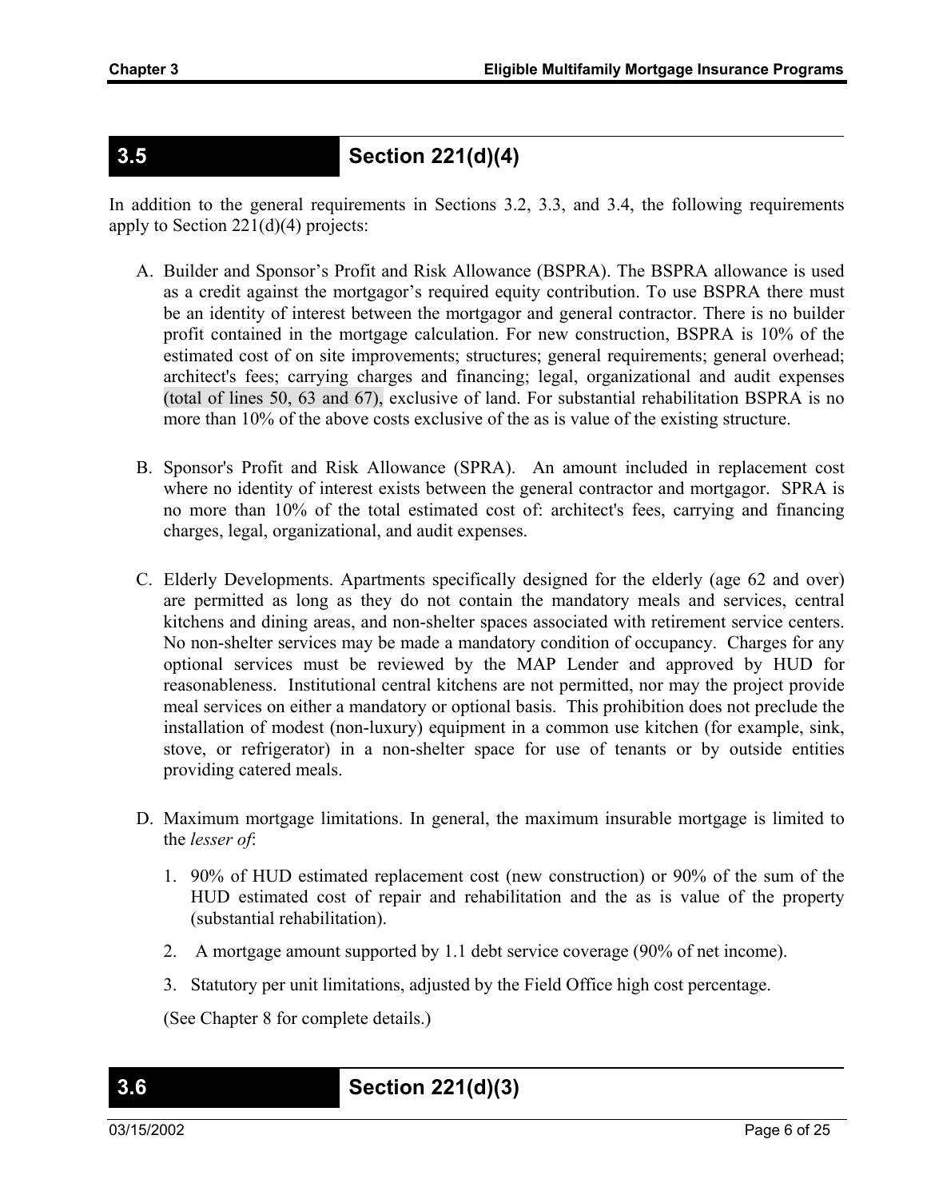## 3.5 Section 221(d)(4)

In addition to the general requirements in Sections 3.2, 3.3, and 3.4, the following requirements apply to Section 221(d)(4) projects:

A. Builder and Sponsor's Profit and Risk Allowance (BSPRA). The BSPRA allowance is used as a credit against the mortgagor's required equity contribution. To use BSPRA there must be an identity of interest between the mortgagor and general contractor. There is no builder profit contained in the mortgage calculation. For new construction, BSPRA is 10% of the estimated cost of on site improvements; structures; general requirements; general overhead; architect's fees; carrying charges and financing; legal, organizational and audit expenses (total of lines 50, 63 and 67), exclusive of land. For substantial rehabilitation BSPRA is no more than 10% of the above costs exclusive of the as is value of the existing structure.

B. Sponsor's Profit and Risk Allowance (SPRA). An amount included in replacement cost where no identity of interest exists between the general contractor and mortgagor. SPRA is no more than 10% of the total estimated cost of: architect's fees, carrying and financing charges, legal, organizational, and audit expenses.

C. Elderly Developments. Apartments specifically designed for the elderly (age 62 and over) are permitted as long as they do not contain the mandatory meals and services, central kitchens and dining areas, and non-shelter spaces associated with retirement service centers. No non-shelter services may be made a mandatory condition of occupancy. Charges for any optional services must be reviewed by the MAP Lender and approved by HUD for reasonableness. Institutional central kitchens are not permitted, nor may the project provide meal services on either a mandatory or optional basis. This prohibition does not preclude the installation of modest (non-luxury) equipment in a common use kitchen (for example, sink, stove, or refrigerator) in a non-shelter space for use of tenants or by outside entities providing catered meals.

D. Maximum mortgage limitations. In general, the maximum insurable mortgage is limited to the *lesser of*:

   1. 90% of HUD estimated replacement cost (new construction) or 90% of the sum of the HUD estimated cost of repair and rehabilitation and the as is value of the property (substantial rehabilitation).

   2. A mortgage amount supported by 1.1 debt service coverage (90% of net income).

   3. Statutory per unit limitations, adjusted by the Field Office high cost percentage.

   (See Chapter 8 for complete details.)

## 3.6 Section 221(d)(3)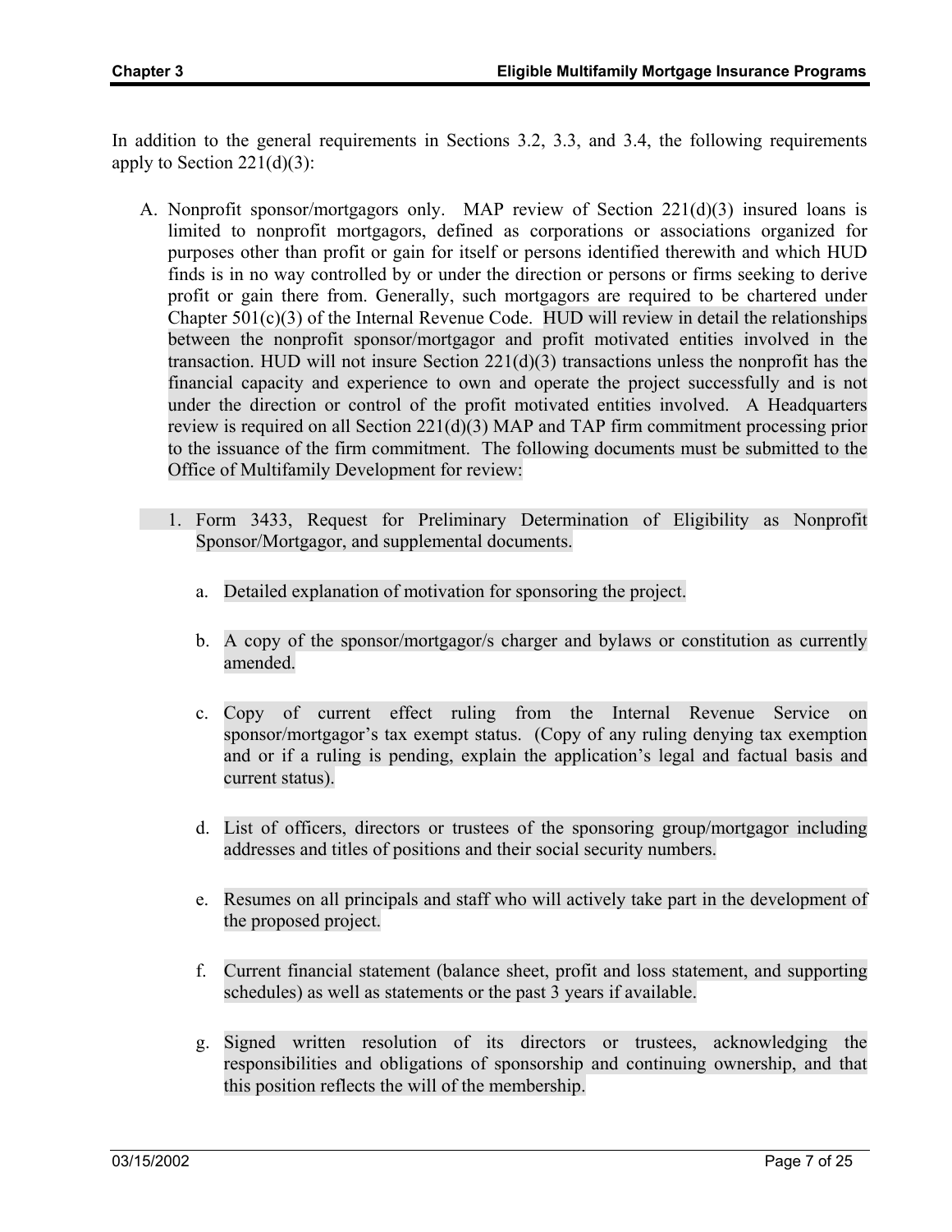In addition to the general requirements in Sections 3.2, 3.3, and 3.4, the following requirements apply to Section 221(d)(3):

A. Nonprofit sponsor/mortgagors only. MAP review of Section 221(d)(3) insured loans is limited to nonprofit mortgagors, defined as corporations or associations organized for purposes other than profit or gain for itself or persons identified therewith and which HUD finds is in no way controlled by or under the direction or persons or firms seeking to derive profit or gain there from. Generally, such mortgagors are required to be chartered under Chapter 501(c)(3) of the Internal Revenue Code. HUD will review in detail the relationships between the nonprofit sponsor/mortgagor and profit motivated entities involved in the transaction. HUD will not insure Section 221(d)(3) transactions unless the nonprofit has the financial capacity and experience to own and operate the project successfully and is not under the direction or control of the profit motivated entities involved. A Headquarters review is required on all Section 221(d)(3) MAP and TAP firm commitment processing prior to the issuance of the firm commitment. The following documents must be submitted to the Office of Multifamily Development for review:

   1. Form 3433, Request for Preliminary Determination of Eligibility as Nonprofit Sponsor/Mortgagor, and supplemental documents.

      a. Detailed explanation of motivation for sponsoring the project.

      b. A copy of the sponsor/mortgagor/s charger and bylaws or constitution as currently amended.

      c. Copy of current effect ruling from the Internal Revenue Service on sponsor/mortgagor's tax exempt status. (Copy of any ruling denying tax exemption and or if a ruling is pending, explain the application's legal and factual basis and current status).

      d. List of officers, directors or trustees of the sponsoring group/mortgagor including addresses and titles of positions and their social security numbers.

      e. Resumes on all principals and staff who will actively take part in the development of the proposed project.

      f. Current financial statement (balance sheet, profit and loss statement, and supporting schedules) as well as statements or the past 3 years if available.

      g. Signed written resolution of its directors or trustees, acknowledging the responsibilities and obligations of sponsorship and continuing ownership, and that this position reflects the will of the membership.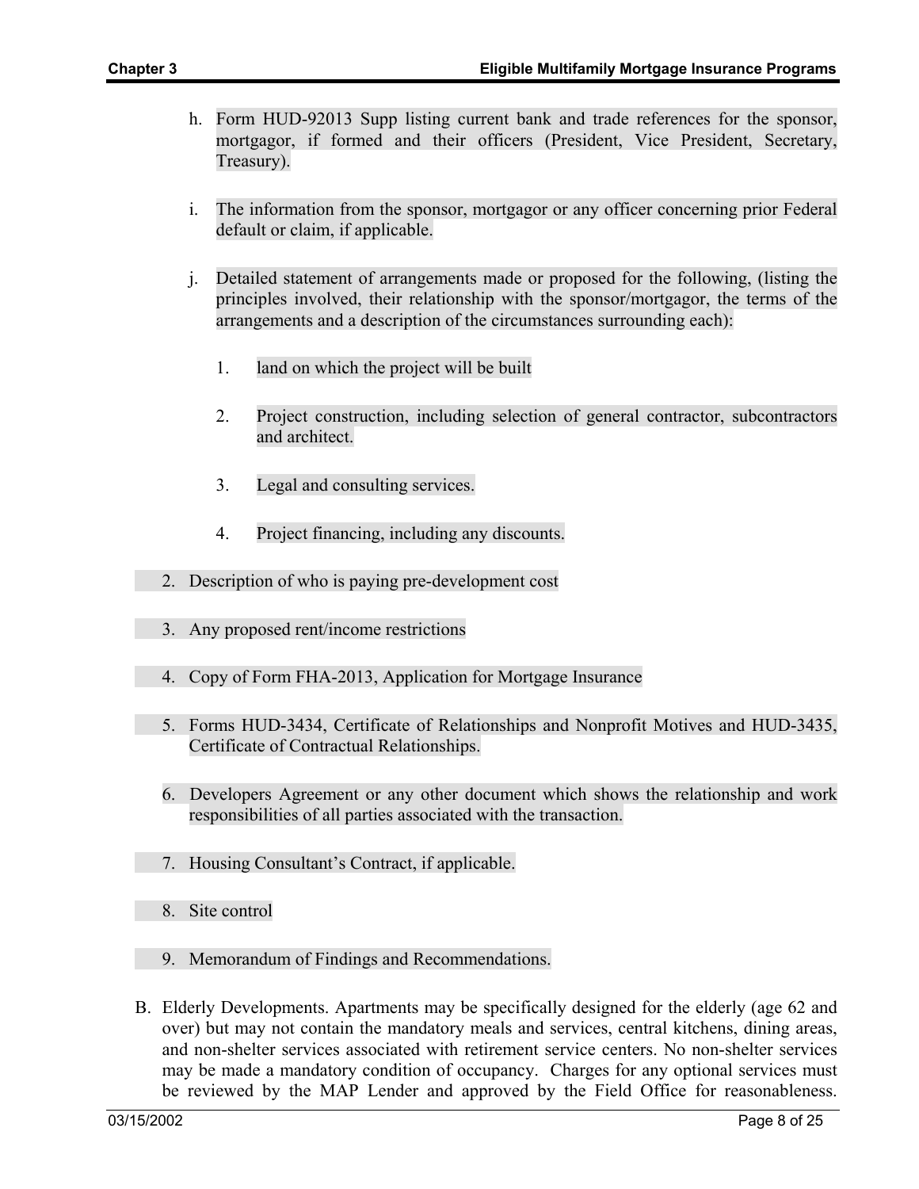h. Form HUD-92013 Supp listing current bank and trade references for the sponsor, mortgagor, if formed and their officers (President, Vice President, Secretary, Treasury).

i. The information from the sponsor, mortgagor or any officer concerning prior Federal default or claim, if applicable.

j. Detailed statement of arrangements made or proposed for the following, (listing the principles involved, their relationship with the sponsor/mortgagor, the terms of the arrangements and a description of the circumstances surrounding each):

   1. land on which the project will be built

   2. Project construction, including selection of general contractor, subcontractors and architect.

   3. Legal and consulting services.

   4. Project financing, including any discounts.

2. Description of who is paying pre-development cost

3. Any proposed rent/income restrictions

4. Copy of Form FHA-2013, Application for Mortgage Insurance

5. Forms HUD-3434, Certificate of Relationships and Nonprofit Motives and HUD-3435, Certificate of Contractual Relationships.

6. Developers Agreement or any other document which shows the relationship and work responsibilities of all parties associated with the transaction.

7. Housing Consultant's Contract, if applicable.

8. Site control

9. Memorandum of Findings and Recommendations.

B. Elderly Developments. Apartments may be specifically designed for the elderly (age 62 and over) but may not contain the mandatory meals and services, central kitchens, dining areas, and non-shelter services associated with retirement service centers. No non-shelter services may be made a mandatory condition of occupancy. Charges for any optional services must be reviewed by the MAP Lender and approved by the Field Office for reasonableness.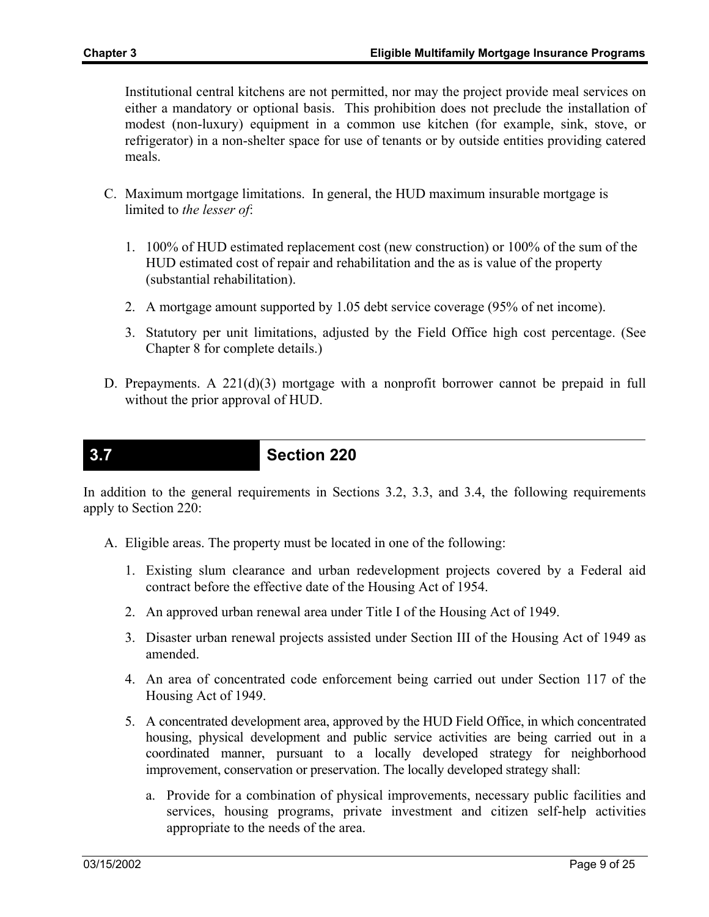Institutional central kitchens are not permitted, nor may the project provide meal services on either a mandatory or optional basis. This prohibition does not preclude the installation of modest (non-luxury) equipment in a common use kitchen (for example, sink, stove, or refrigerator) in a non-shelter space for use of tenants or by outside entities providing catered meals.

C. Maximum mortgage limitations. In general, the HUD maximum insurable mortgage is limited to *the lesser of*:

   1. 100% of HUD estimated replacement cost (new construction) or 100% of the sum of the HUD estimated cost of repair and rehabilitation and the as is value of the property (substantial rehabilitation).

   2. A mortgage amount supported by 1.05 debt service coverage (95% of net income).

   3. Statutory per unit limitations, adjusted by the Field Office high cost percentage. (See Chapter 8 for complete details.)

D. Prepayments. A 221(d)(3) mortgage with a nonprofit borrower cannot be prepaid in full without the prior approval of HUD.

## 3.7 Section 220

In addition to the general requirements in Sections 3.2, 3.3, and 3.4, the following requirements apply to Section 220:

A. Eligible areas. The property must be located in one of the following:

   1. Existing slum clearance and urban redevelopment projects covered by a Federal aid contract before the effective date of the Housing Act of 1954.

   2. An approved urban renewal area under Title I of the Housing Act of 1949.

   3. Disaster urban renewal projects assisted under Section III of the Housing Act of 1949 as amended.

   4. An area of concentrated code enforcement being carried out under Section 117 of the Housing Act of 1949.

   5. A concentrated development area, approved by the HUD Field Office, in which concentrated housing, physical development and public service activities are being carried out in a coordinated manner, pursuant to a locally developed strategy for neighborhood improvement, conservation or preservation. The locally developed strategy shall:

      a. Provide for a combination of physical improvements, necessary public facilities and services, housing programs, private investment and citizen self-help activities appropriate to the needs of the area.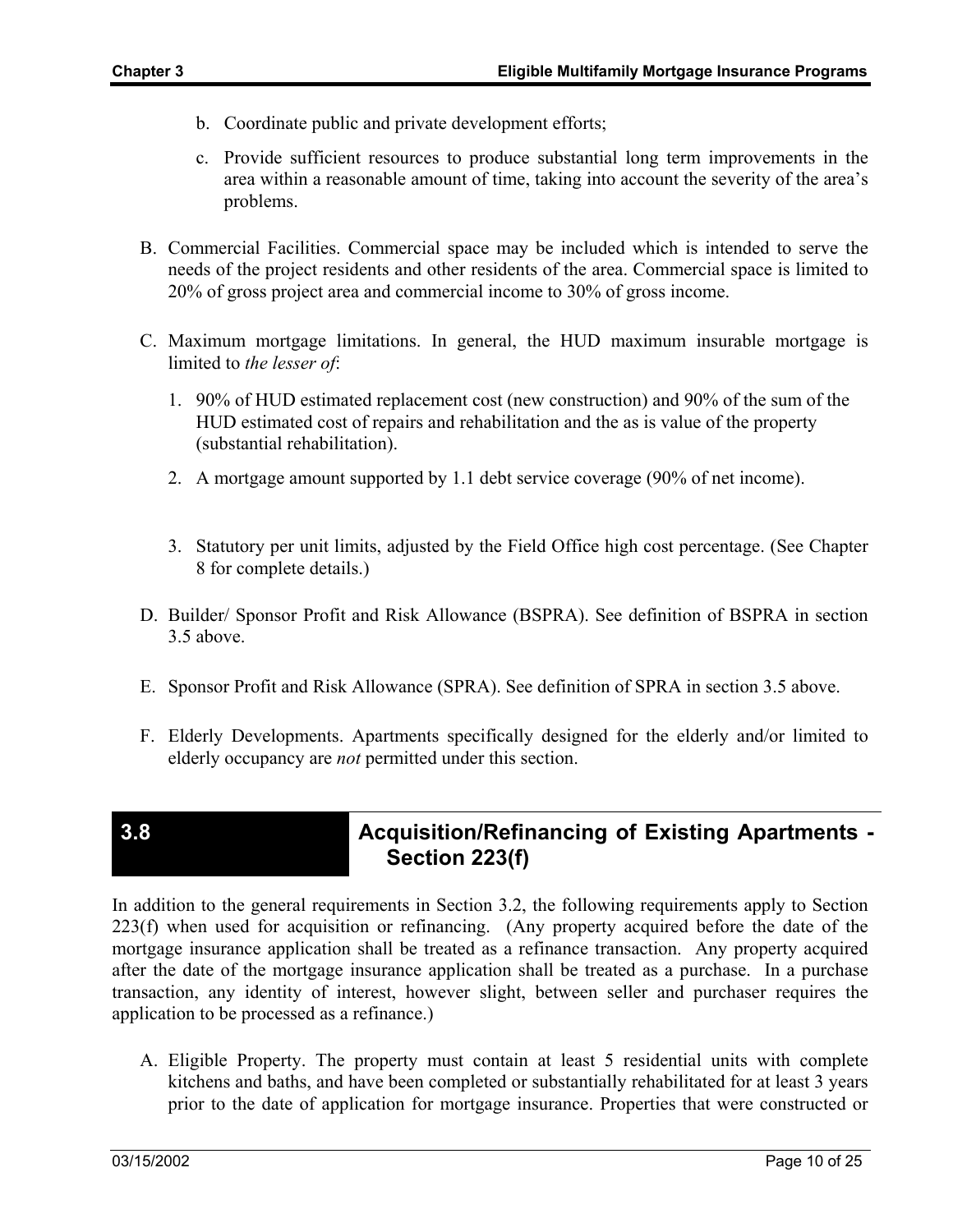b. Coordinate public and private development efforts;

c. Provide sufficient resources to produce substantial long term improvements in the area within a reasonable amount of time, taking into account the severity of the area's problems.

B. Commercial Facilities. Commercial space may be included which is intended to serve the needs of the project residents and other residents of the area. Commercial space is limited to 20% of gross project area and commercial income to 30% of gross income.

C. Maximum mortgage limitations. In general, the HUD maximum insurable mortgage is limited to *the lesser of*:

1. 90% of HUD estimated replacement cost (new construction) and 90% of the sum of the HUD estimated cost of repairs and rehabilitation and the as is value of the property (substantial rehabilitation).

2. A mortgage amount supported by 1.1 debt service coverage (90% of net income).

3. Statutory per unit limits, adjusted by the Field Office high cost percentage. (See Chapter 8 for complete details.)

D. Builder/ Sponsor Profit and Risk Allowance (BSPRA). See definition of BSPRA in section 3.5 above.

E. Sponsor Profit and Risk Allowance (SPRA). See definition of SPRA in section 3.5 above.

F. Elderly Developments. Apartments specifically designed for the elderly and/or limited to elderly occupancy are *not* permitted under this section.

## 3.8 Acquisition/Refinancing of Existing Apartments - Section 223(f)

In addition to the general requirements in Section 3.2, the following requirements apply to Section 223(f) when used for acquisition or refinancing. (Any property acquired before the date of the mortgage insurance application shall be treated as a refinance transaction. Any property acquired after the date of the mortgage insurance application shall be treated as a purchase. In a purchase transaction, any identity of interest, however slight, between seller and purchaser requires the application to be processed as a refinance.)

A. Eligible Property. The property must contain at least 5 residential units with complete kitchens and baths, and have been completed or substantially rehabilitated for at least 3 years prior to the date of application for mortgage insurance. Properties that were constructed or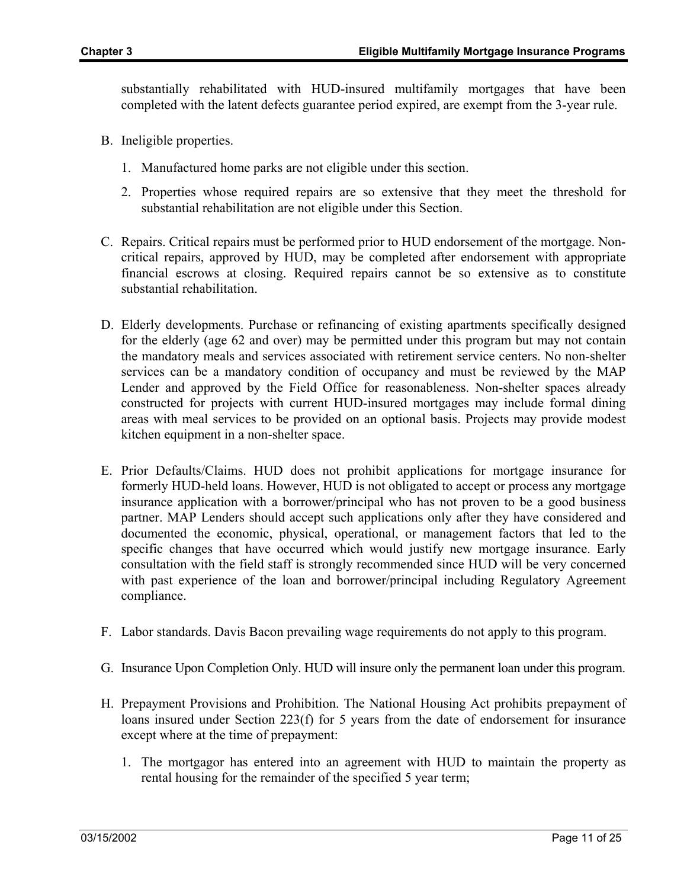substantially rehabilitated with HUD-insured multifamily mortgages that have been completed with the latent defects guarantee period expired, are exempt from the 3-year rule.

B. Ineligible properties.

   1. Manufactured home parks are not eligible under this section.

   2. Properties whose required repairs are so extensive that they meet the threshold for substantial rehabilitation are not eligible under this Section.

C. Repairs. Critical repairs must be performed prior to HUD endorsement of the mortgage. Non-critical repairs, approved by HUD, may be completed after endorsement with appropriate financial escrows at closing. Required repairs cannot be so extensive as to constitute substantial rehabilitation.

D. Elderly developments. Purchase or refinancing of existing apartments specifically designed for the elderly (age 62 and over) may be permitted under this program but may not contain the mandatory meals and services associated with retirement service centers. No non-shelter services can be a mandatory condition of occupancy and must be reviewed by the MAP Lender and approved by the Field Office for reasonableness. Non-shelter spaces already constructed for projects with current HUD-insured mortgages may include formal dining areas with meal services to be provided on an optional basis. Projects may provide modest kitchen equipment in a non-shelter space.

E. Prior Defaults/Claims. HUD does not prohibit applications for mortgage insurance for formerly HUD-held loans. However, HUD is not obligated to accept or process any mortgage insurance application with a borrower/principal who has not proven to be a good business partner. MAP Lenders should accept such applications only after they have considered and documented the economic, physical, operational, or management factors that led to the specific changes that have occurred which would justify new mortgage insurance. Early consultation with the field staff is strongly recommended since HUD will be very concerned with past experience of the loan and borrower/principal including Regulatory Agreement compliance.

F. Labor standards. Davis Bacon prevailing wage requirements do not apply to this program.

G. Insurance Upon Completion Only. HUD will insure only the permanent loan under this program.

H. Prepayment Provisions and Prohibition. The National Housing Act prohibits prepayment of loans insured under Section 223(f) for 5 years from the date of endorsement for insurance except where at the time of prepayment:

   1. The mortgagor has entered into an agreement with HUD to maintain the property as rental housing for the remainder of the specified 5 year term;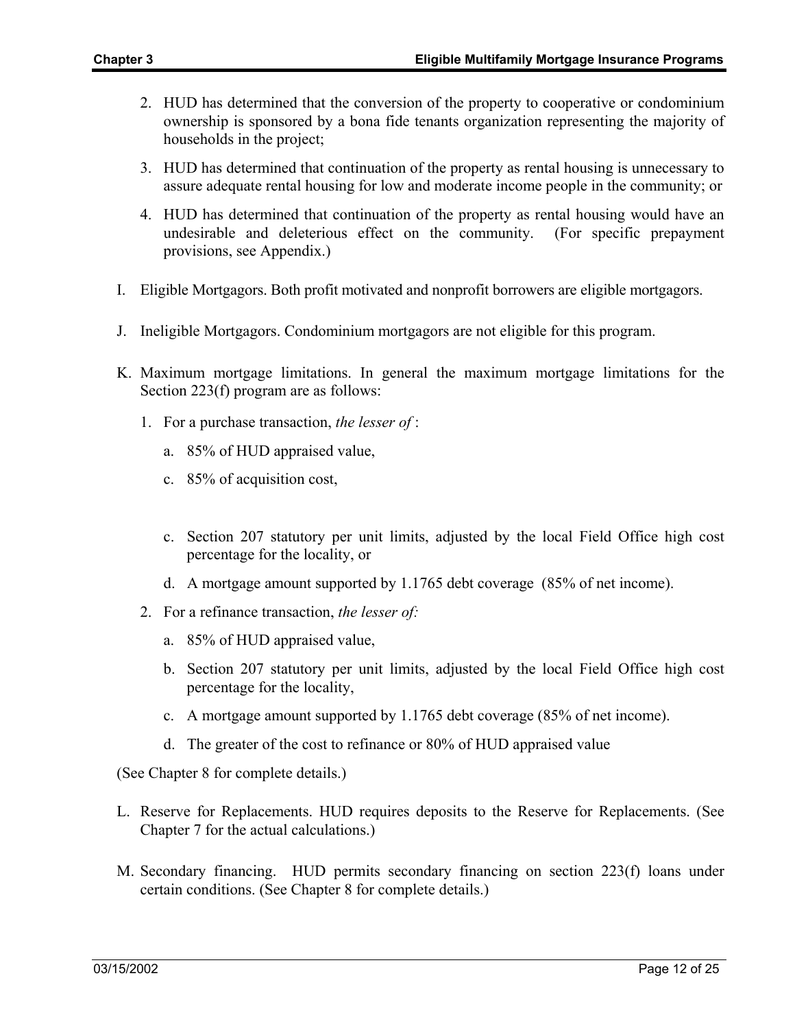2. HUD has determined that the conversion of the property to cooperative or condominium ownership is sponsored by a bona fide tenants organization representing the majority of households in the project;

3. HUD has determined that continuation of the property as rental housing is unnecessary to assure adequate rental housing for low and moderate income people in the community; or

4. HUD has determined that continuation of the property as rental housing would have an undesirable and deleterious effect on the community. (For specific prepayment provisions, see Appendix.)

I. Eligible Mortgagors. Both profit motivated and nonprofit borrowers are eligible mortgagors.

J. Ineligible Mortgagors. Condominium mortgagors are not eligible for this program.

K. Maximum mortgage limitations. In general the maximum mortgage limitations for the Section 223(f) program are as follows:

   1. For a purchase transaction, *the lesser of* :

      a. 85% of HUD appraised value,

      c. 85% of acquisition cost,

      c. Section 207 statutory per unit limits, adjusted by the local Field Office high cost percentage for the locality, or

      d. A mortgage amount supported by 1.1765 debt coverage (85% of net income).

   2. For a refinance transaction, *the lesser of:*

      a. 85% of HUD appraised value,

      b. Section 207 statutory per unit limits, adjusted by the local Field Office high cost percentage for the locality,

      c. A mortgage amount supported by 1.1765 debt coverage (85% of net income).

      d. The greater of the cost to refinance or 80% of HUD appraised value

(See Chapter 8 for complete details.)

L. Reserve for Replacements. HUD requires deposits to the Reserve for Replacements. (See Chapter 7 for the actual calculations.)

M. Secondary financing. HUD permits secondary financing on section 223(f) loans under certain conditions. (See Chapter 8 for complete details.)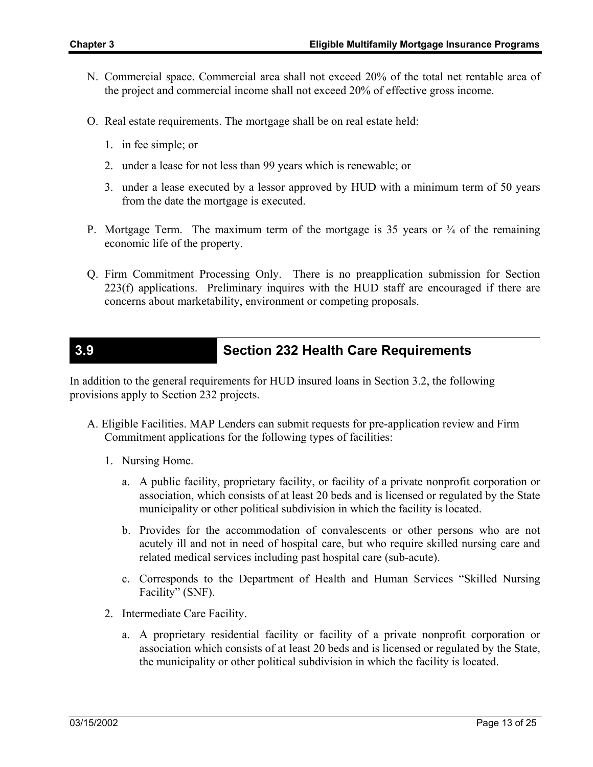N. Commercial space. Commercial area shall not exceed 20% of the total net rentable area of the project and commercial income shall not exceed 20% of effective gross income.

O. Real estate requirements. The mortgage shall be on real estate held:

   1. in fee simple; or

   2. under a lease for not less than 99 years which is renewable; or

   3. under a lease executed by a lessor approved by HUD with a minimum term of 50 years from the date the mortgage is executed.

P. Mortgage Term. The maximum term of the mortgage is 35 years or ¾ of the remaining economic life of the property.

Q. Firm Commitment Processing Only. There is no preapplication submission for Section 223(f) applications. Preliminary inquires with the HUD staff are encouraged if there are concerns about marketability, environment or competing proposals.

## 3.9 Section 232 Health Care Requirements

In addition to the general requirements for HUD insured loans in Section 3.2, the following provisions apply to Section 232 projects.

A. Eligible Facilities. MAP Lenders can submit requests for pre-application review and Firm Commitment applications for the following types of facilities:

   1. Nursing Home.

      a. A public facility, proprietary facility, or facility of a private nonprofit corporation or association, which consists of at least 20 beds and is licensed or regulated by the State municipality or other political subdivision in which the facility is located.

      b. Provides for the accommodation of convalescents or other persons who are not acutely ill and not in need of hospital care, but who require skilled nursing care and related medical services including past hospital care (sub-acute).

      c. Corresponds to the Department of Health and Human Services "Skilled Nursing Facility" (SNF).

   2. Intermediate Care Facility.

      a. A proprietary residential facility or facility of a private nonprofit corporation or association which consists of at least 20 beds and is licensed or regulated by the State, the municipality or other political subdivision in which the facility is located.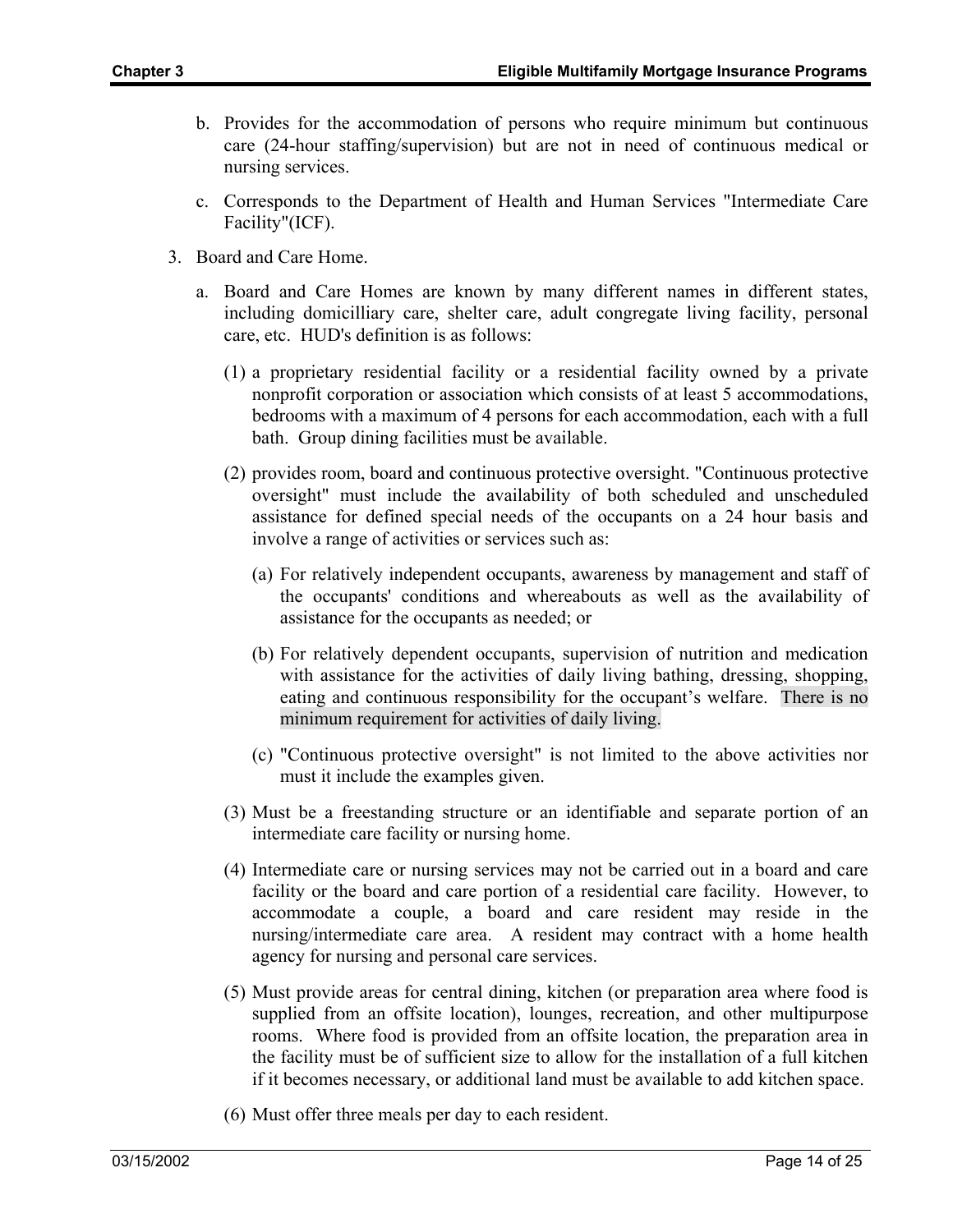b. Provides for the accommodation of persons who require minimum but continuous care (24-hour staffing/supervision) but are not in need of continuous medical or nursing services.

c. Corresponds to the Department of Health and Human Services "Intermediate Care Facility"(ICF).

3. Board and Care Home.

   a. Board and Care Homes are known by many different names in different states, including domicilliary care, shelter care, adult congregate living facility, personal care, etc. HUD's definition is as follows:

      (1) a proprietary residential facility or a residential facility owned by a private nonprofit corporation or association which consists of at least 5 accommodations, bedrooms with a maximum of 4 persons for each accommodation, each with a full bath. Group dining facilities must be available.

      (2) provides room, board and continuous protective oversight. "Continuous protective oversight" must include the availability of both scheduled and unscheduled assistance for defined special needs of the occupants on a 24 hour basis and involve a range of activities or services such as:

         (a) For relatively independent occupants, awareness by management and staff of the occupants' conditions and whereabouts as well as the availability of assistance for the occupants as needed; or

         (b) For relatively dependent occupants, supervision of nutrition and medication with assistance for the activities of daily living bathing, dressing, shopping, eating and continuous responsibility for the occupant's welfare. There is no minimum requirement for activities of daily living.

         (c) "Continuous protective oversight" is not limited to the above activities nor must it include the examples given.

      (3) Must be a freestanding structure or an identifiable and separate portion of an intermediate care facility or nursing home.

      (4) Intermediate care or nursing services may not be carried out in a board and care facility or the board and care portion of a residential care facility. However, to accommodate a couple, a board and care resident may reside in the nursing/intermediate care area. A resident may contract with a home health agency for nursing and personal care services.

      (5) Must provide areas for central dining, kitchen (or preparation area where food is supplied from an offsite location), lounges, recreation, and other multipurpose rooms. Where food is provided from an offsite location, the preparation area in the facility must be of sufficient size to allow for the installation of a full kitchen if it becomes necessary, or additional land must be available to add kitchen space.

      (6) Must offer three meals per day to each resident.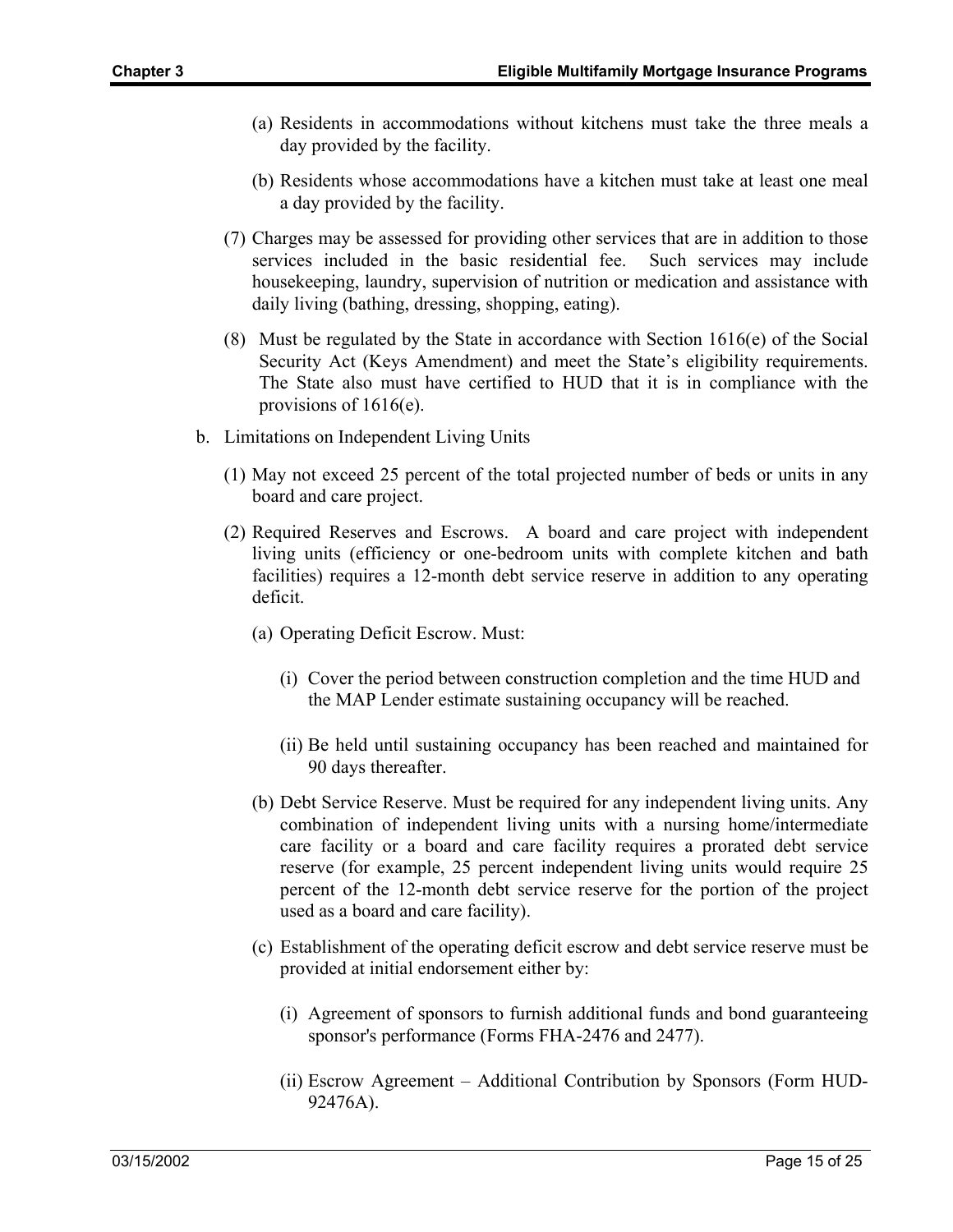(a) Residents in accommodations without kitchens must take the three meals a day provided by the facility.

(b) Residents whose accommodations have a kitchen must take at least one meal a day provided by the facility.

(7) Charges may be assessed for providing other services that are in addition to those services included in the basic residential fee. Such services may include housekeeping, laundry, supervision of nutrition or medication and assistance with daily living (bathing, dressing, shopping, eating).

(8) Must be regulated by the State in accordance with Section 1616(e) of the Social Security Act (Keys Amendment) and meet the State's eligibility requirements. The State also must have certified to HUD that it is in compliance with the provisions of 1616(e).

b. Limitations on Independent Living Units

(1) May not exceed 25 percent of the total projected number of beds or units in any board and care project.

(2) Required Reserves and Escrows. A board and care project with independent living units (efficiency or one-bedroom units with complete kitchen and bath facilities) requires a 12-month debt service reserve in addition to any operating deficit.

(a) Operating Deficit Escrow. Must:

(i) Cover the period between construction completion and the time HUD and the MAP Lender estimate sustaining occupancy will be reached.

(ii) Be held until sustaining occupancy has been reached and maintained for 90 days thereafter.

(b) Debt Service Reserve. Must be required for any independent living units. Any combination of independent living units with a nursing home/intermediate care facility or a board and care facility requires a prorated debt service reserve (for example, 25 percent independent living units would require 25 percent of the 12-month debt service reserve for the portion of the project used as a board and care facility).

(c) Establishment of the operating deficit escrow and debt service reserve must be provided at initial endorsement either by:

(i) Agreement of sponsors to furnish additional funds and bond guaranteeing sponsor's performance (Forms FHA-2476 and 2477).

(ii) Escrow Agreement – Additional Contribution by Sponsors (Form HUD-92476A).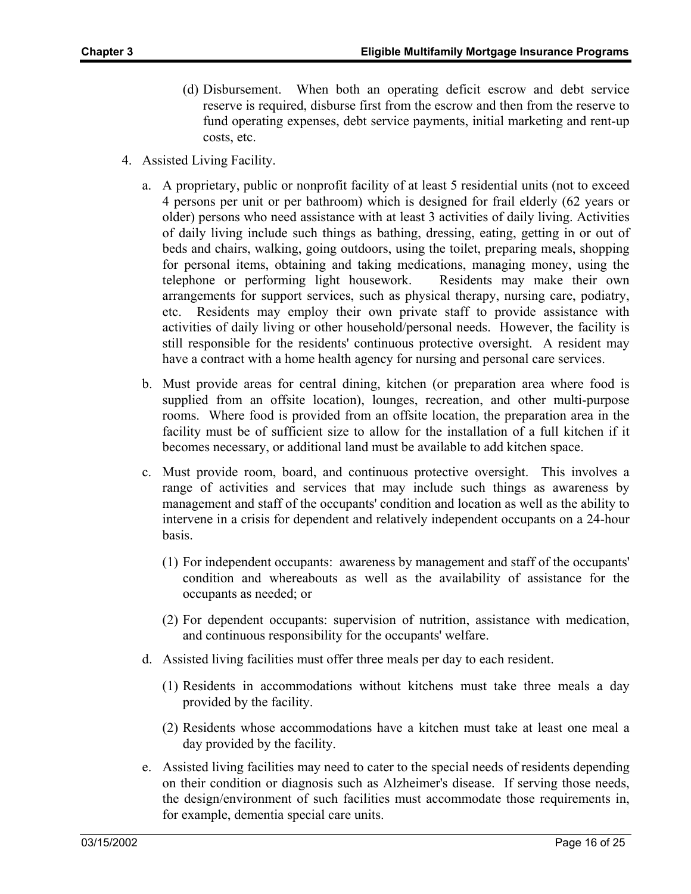(d) Disbursement. When both an operating deficit escrow and debt service reserve is required, disburse first from the escrow and then from the reserve to fund operating expenses, debt service payments, initial marketing and rent-up costs, etc.

4. Assisted Living Facility.

   a. A proprietary, public or nonprofit facility of at least 5 residential units (not to exceed 4 persons per unit or per bathroom) which is designed for frail elderly (62 years or older) persons who need assistance with at least 3 activities of daily living. Activities of daily living include such things as bathing, dressing, eating, getting in or out of beds and chairs, walking, going outdoors, using the toilet, preparing meals, shopping for personal items, obtaining and taking medications, managing money, using the telephone or performing light housework. Residents may make their own arrangements for support services, such as physical therapy, nursing care, podiatry, etc. Residents may employ their own private staff to provide assistance with activities of daily living or other household/personal needs. However, the facility is still responsible for the residents' continuous protective oversight. A resident may have a contract with a home health agency for nursing and personal care services.

   b. Must provide areas for central dining, kitchen (or preparation area where food is supplied from an offsite location), lounges, recreation, and other multi-purpose rooms. Where food is provided from an offsite location, the preparation area in the facility must be of sufficient size to allow for the installation of a full kitchen if it becomes necessary, or additional land must be available to add kitchen space.

   c. Must provide room, board, and continuous protective oversight. This involves a range of activities and services that may include such things as awareness by management and staff of the occupants' condition and location as well as the ability to intervene in a crisis for dependent and relatively independent occupants on a 24-hour basis.

      (1) For independent occupants: awareness by management and staff of the occupants' condition and whereabouts as well as the availability of assistance for the occupants as needed; or

      (2) For dependent occupants: supervision of nutrition, assistance with medication, and continuous responsibility for the occupants' welfare.

   d. Assisted living facilities must offer three meals per day to each resident.

      (1) Residents in accommodations without kitchens must take three meals a day provided by the facility.

      (2) Residents whose accommodations have a kitchen must take at least one meal a day provided by the facility.

   e. Assisted living facilities may need to cater to the special needs of residents depending on their condition or diagnosis such as Alzheimer's disease. If serving those needs, the design/environment of such facilities must accommodate those requirements in, for example, dementia special care units.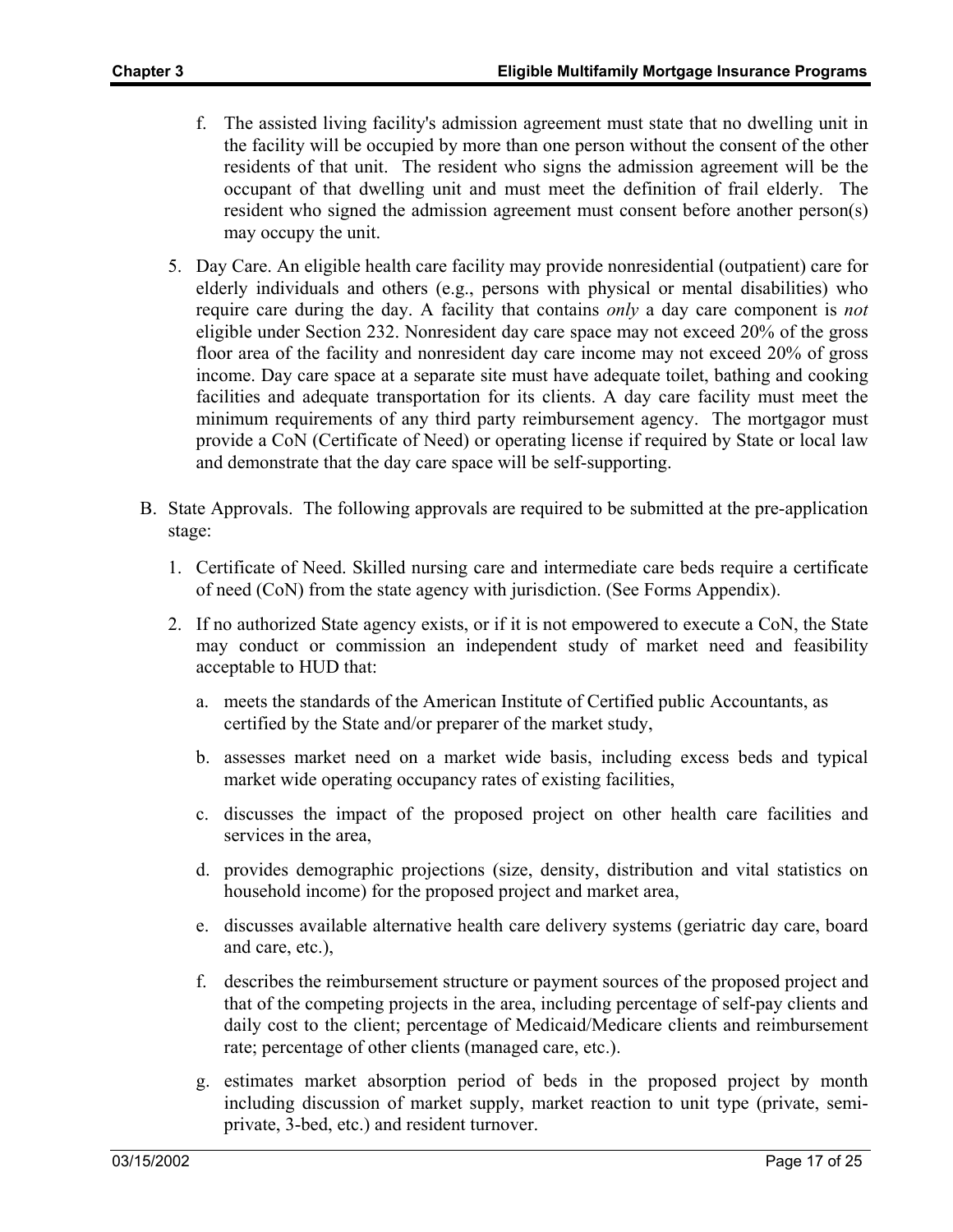f. The assisted living facility's admission agreement must state that no dwelling unit in the facility will be occupied by more than one person without the consent of the other residents of that unit. The resident who signs the admission agreement will be the occupant of that dwelling unit and must meet the definition of frail elderly. The resident who signed the admission agreement must consent before another person(s) may occupy the unit.

5. Day Care. An eligible health care facility may provide nonresidential (outpatient) care for elderly individuals and others (e.g., persons with physical or mental disabilities) who require care during the day. A facility that contains *only* a day care component is *not* eligible under Section 232. Nonresident day care space may not exceed 20% of the gross floor area of the facility and nonresident day care income may not exceed 20% of gross income. Day care space at a separate site must have adequate toilet, bathing and cooking facilities and adequate transportation for its clients. A day care facility must meet the minimum requirements of any third party reimbursement agency. The mortgagor must provide a CoN (Certificate of Need) or operating license if required by State or local law and demonstrate that the day care space will be self-supporting.

B. State Approvals. The following approvals are required to be submitted at the pre-application stage:

1. Certificate of Need. Skilled nursing care and intermediate care beds require a certificate of need (CoN) from the state agency with jurisdiction. (See Forms Appendix).

2. If no authorized State agency exists, or if it is not empowered to execute a CoN, the State may conduct or commission an independent study of market need and feasibility acceptable to HUD that:

   a. meets the standards of the American Institute of Certified public Accountants, as certified by the State and/or preparer of the market study,

   b. assesses market need on a market wide basis, including excess beds and typical market wide operating occupancy rates of existing facilities,

   c. discusses the impact of the proposed project on other health care facilities and services in the area,

   d. provides demographic projections (size, density, distribution and vital statistics on household income) for the proposed project and market area,

   e. discusses available alternative health care delivery systems (geriatric day care, board and care, etc.),

   f. describes the reimbursement structure or payment sources of the proposed project and that of the competing projects in the area, including percentage of self-pay clients and daily cost to the client; percentage of Medicaid/Medicare clients and reimbursement rate; percentage of other clients (managed care, etc.).

   g. estimates market absorption period of beds in the proposed project by month including discussion of market supply, market reaction to unit type (private, semi-private, 3-bed, etc.) and resident turnover.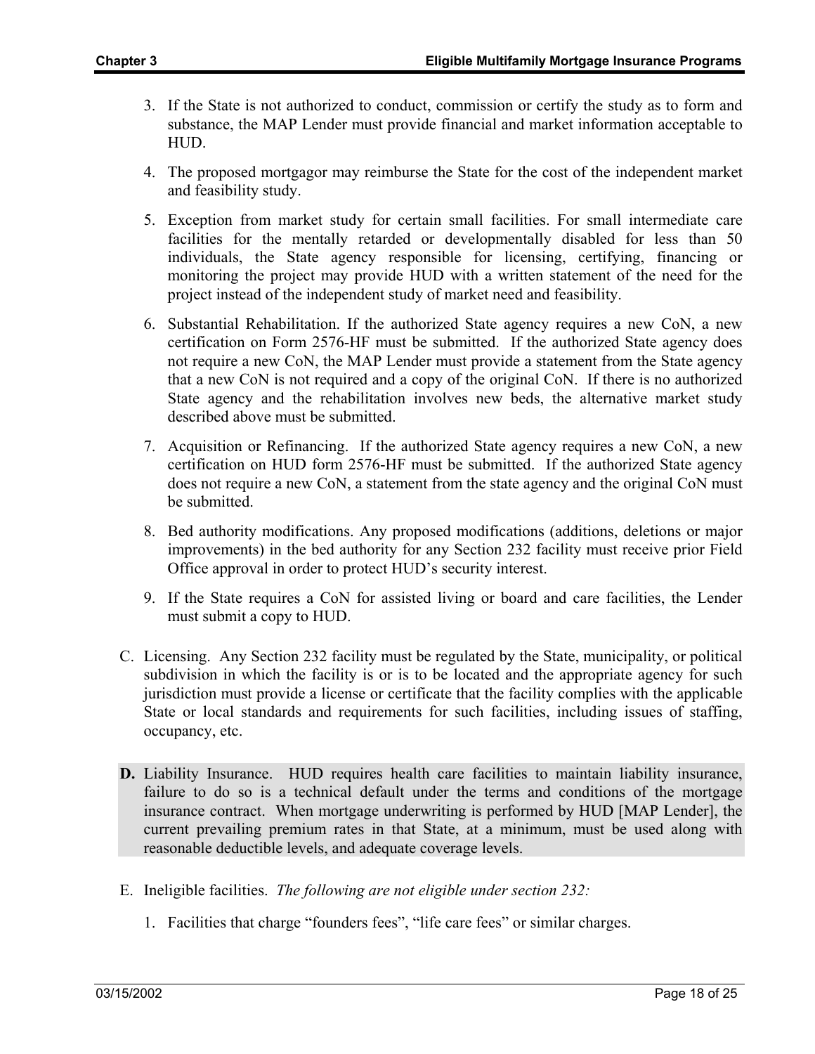3. If the State is not authorized to conduct, commission or certify the study as to form and substance, the MAP Lender must provide financial and market information acceptable to HUD.

4. The proposed mortgagor may reimburse the State for the cost of the independent market and feasibility study.

5. Exception from market study for certain small facilities. For small intermediate care facilities for the mentally retarded or developmentally disabled for less than 50 individuals, the State agency responsible for licensing, certifying, financing or monitoring the project may provide HUD with a written statement of the need for the project instead of the independent study of market need and feasibility.

6. Substantial Rehabilitation. If the authorized State agency requires a new CoN, a new certification on Form 2576-HF must be submitted. If the authorized State agency does not require a new CoN, the MAP Lender must provide a statement from the State agency that a new CoN is not required and a copy of the original CoN. If there is no authorized State agency and the rehabilitation involves new beds, the alternative market study described above must be submitted.

7. Acquisition or Refinancing. If the authorized State agency requires a new CoN, a new certification on HUD form 2576-HF must be submitted. If the authorized State agency does not require a new CoN, a statement from the state agency and the original CoN must be submitted.

8. Bed authority modifications. Any proposed modifications (additions, deletions or major improvements) in the bed authority for any Section 232 facility must receive prior Field Office approval in order to protect HUD's security interest.

9. If the State requires a CoN for assisted living or board and care facilities, the Lender must submit a copy to HUD.

C. Licensing. Any Section 232 facility must be regulated by the State, municipality, or political subdivision in which the facility is or is to be located and the appropriate agency for such jurisdiction must provide a license or certificate that the facility complies with the applicable State or local standards and requirements for such facilities, including issues of staffing, occupancy, etc.

**D.** Liability Insurance. HUD requires health care facilities to maintain liability insurance, failure to do so is a technical default under the terms and conditions of the mortgage insurance contract. When mortgage underwriting is performed by HUD [MAP Lender], the current prevailing premium rates in that State, at a minimum, must be used along with reasonable deductible levels, and adequate coverage levels.

E. Ineligible facilities. *The following are not eligible under section 232:*

1. Facilities that charge "founders fees", "life care fees" or similar charges.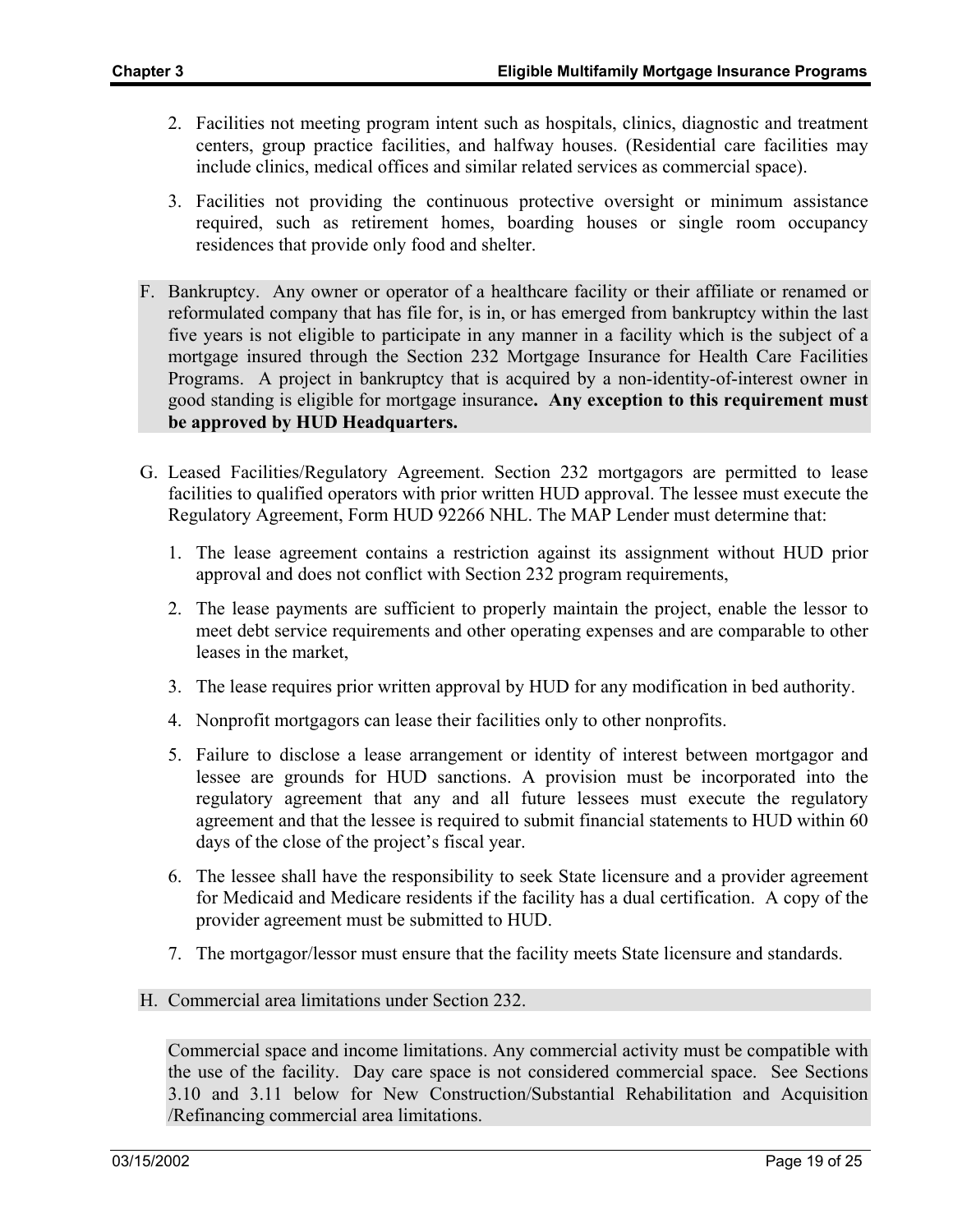2. Facilities not meeting program intent such as hospitals, clinics, diagnostic and treatment centers, group practice facilities, and halfway houses. (Residential care facilities may include clinics, medical offices and similar related services as commercial space).

3. Facilities not providing the continuous protective oversight or minimum assistance required, such as retirement homes, boarding houses or single room occupancy residences that provide only food and shelter.

F. Bankruptcy. Any owner or operator of a healthcare facility or their affiliate or renamed or reformulated company that has file for, is in, or has emerged from bankruptcy within the last five years is not eligible to participate in any manner in a facility which is the subject of a mortgage insured through the Section 232 Mortgage Insurance for Health Care Facilities Programs. A project in bankruptcy that is acquired by a non-identity-of-interest owner in good standing is eligible for mortgage insurance**. Any exception to this requirement must be approved by HUD Headquarters.**

G. Leased Facilities/Regulatory Agreement. Section 232 mortgagors are permitted to lease facilities to qualified operators with prior written HUD approval. The lessee must execute the Regulatory Agreement, Form HUD 92266 NHL. The MAP Lender must determine that:

1. The lease agreement contains a restriction against its assignment without HUD prior approval and does not conflict with Section 232 program requirements,

2. The lease payments are sufficient to properly maintain the project, enable the lessor to meet debt service requirements and other operating expenses and are comparable to other leases in the market,

3. The lease requires prior written approval by HUD for any modification in bed authority.

4. Nonprofit mortgagors can lease their facilities only to other nonprofits.

5. Failure to disclose a lease arrangement or identity of interest between mortgagor and lessee are grounds for HUD sanctions. A provision must be incorporated into the regulatory agreement that any and all future lessees must execute the regulatory agreement and that the lessee is required to submit financial statements to HUD within 60 days of the close of the project's fiscal year.

6. The lessee shall have the responsibility to seek State licensure and a provider agreement for Medicaid and Medicare residents if the facility has a dual certification. A copy of the provider agreement must be submitted to HUD.

7. The mortgagor/lessor must ensure that the facility meets State licensure and standards.

H. Commercial area limitations under Section 232.

Commercial space and income limitations. Any commercial activity must be compatible with the use of the facility. Day care space is not considered commercial space. See Sections 3.10 and 3.11 below for New Construction/Substantial Rehabilitation and Acquisition /Refinancing commercial area limitations.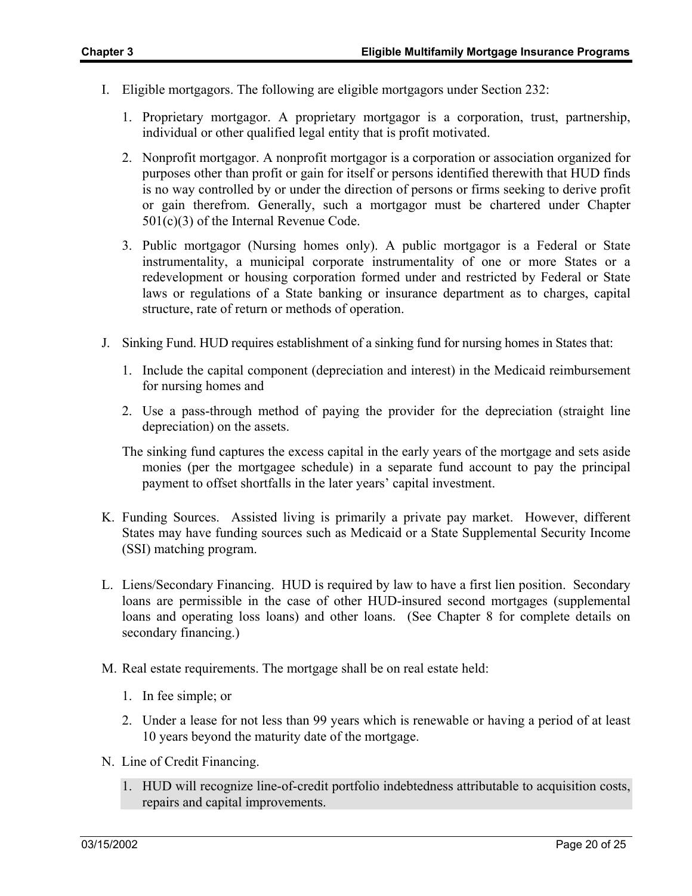I. Eligible mortgagors. The following are eligible mortgagors under Section 232:

   1. Proprietary mortgagor. A proprietary mortgagor is a corporation, trust, partnership, individual or other qualified legal entity that is profit motivated.

   2. Nonprofit mortgagor. A nonprofit mortgagor is a corporation or association organized for purposes other than profit or gain for itself or persons identified therewith that HUD finds is no way controlled by or under the direction of persons or firms seeking to derive profit or gain therefrom. Generally, such a mortgagor must be chartered under Chapter 501(c)(3) of the Internal Revenue Code.

   3. Public mortgagor (Nursing homes only). A public mortgagor is a Federal or State instrumentality, a municipal corporate instrumentality of one or more States or a redevelopment or housing corporation formed under and restricted by Federal or State laws or regulations of a State banking or insurance department as to charges, capital structure, rate of return or methods of operation.

J. Sinking Fund. HUD requires establishment of a sinking fund for nursing homes in States that:

   1. Include the capital component (depreciation and interest) in the Medicaid reimbursement for nursing homes and

   2. Use a pass-through method of paying the provider for the depreciation (straight line depreciation) on the assets.

   The sinking fund captures the excess capital in the early years of the mortgage and sets aside monies (per the mortgagee schedule) in a separate fund account to pay the principal payment to offset shortfalls in the later years' capital investment.

K. Funding Sources. Assisted living is primarily a private pay market. However, different States may have funding sources such as Medicaid or a State Supplemental Security Income (SSI) matching program.

L. Liens/Secondary Financing. HUD is required by law to have a first lien position. Secondary loans are permissible in the case of other HUD-insured second mortgages (supplemental loans and operating loss loans) and other loans. (See Chapter 8 for complete details on secondary financing.)

M. Real estate requirements. The mortgage shall be on real estate held:

   1. In fee simple; or

   2. Under a lease for not less than 99 years which is renewable or having a period of at least 10 years beyond the maturity date of the mortgage.

N. Line of Credit Financing.

   1. HUD will recognize line-of-credit portfolio indebtedness attributable to acquisition costs, repairs and capital improvements.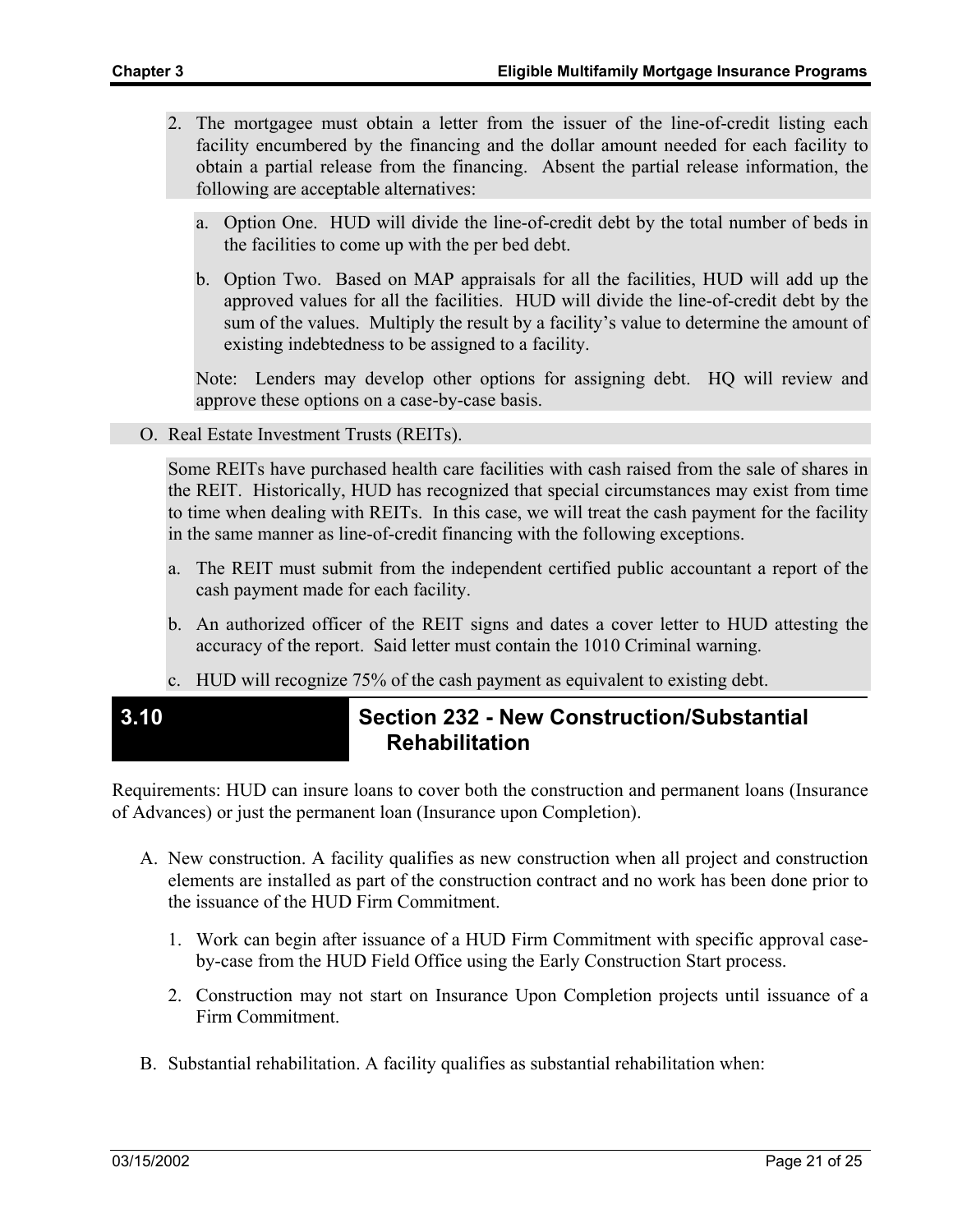2. The mortgagee must obtain a letter from the issuer of the line-of-credit listing each facility encumbered by the financing and the dollar amount needed for each facility to obtain a partial release from the financing. Absent the partial release information, the following are acceptable alternatives:

   a. Option One. HUD will divide the line-of-credit debt by the total number of beds in the facilities to come up with the per bed debt.

   b. Option Two. Based on MAP appraisals for all the facilities, HUD will add up the approved values for all the facilities. HUD will divide the line-of-credit debt by the sum of the values. Multiply the result by a facility's value to determine the amount of existing indebtedness to be assigned to a facility.

   Note: Lenders may develop other options for assigning debt. HQ will review and approve these options on a case-by-case basis.

O. Real Estate Investment Trusts (REITs).

Some REITs have purchased health care facilities with cash raised from the sale of shares in the REIT. Historically, HUD has recognized that special circumstances may exist from time to time when dealing with REITs. In this case, we will treat the cash payment for the facility in the same manner as line-of-credit financing with the following exceptions.

a. The REIT must submit from the independent certified public accountant a report of the cash payment made for each facility.

b. An authorized officer of the REIT signs and dates a cover letter to HUD attesting the accuracy of the report. Said letter must contain the 1010 Criminal warning.

c. HUD will recognize 75% of the cash payment as equivalent to existing debt.

## 3.10 Section 232 - New Construction/Substantial Rehabilitation

Requirements: HUD can insure loans to cover both the construction and permanent loans (Insurance of Advances) or just the permanent loan (Insurance upon Completion).

A. New construction. A facility qualifies as new construction when all project and construction elements are installed as part of the construction contract and no work has been done prior to the issuance of the HUD Firm Commitment.

   1. Work can begin after issuance of a HUD Firm Commitment with specific approval case-by-case from the HUD Field Office using the Early Construction Start process.

   2. Construction may not start on Insurance Upon Completion projects until issuance of a Firm Commitment.

B. Substantial rehabilitation. A facility qualifies as substantial rehabilitation when: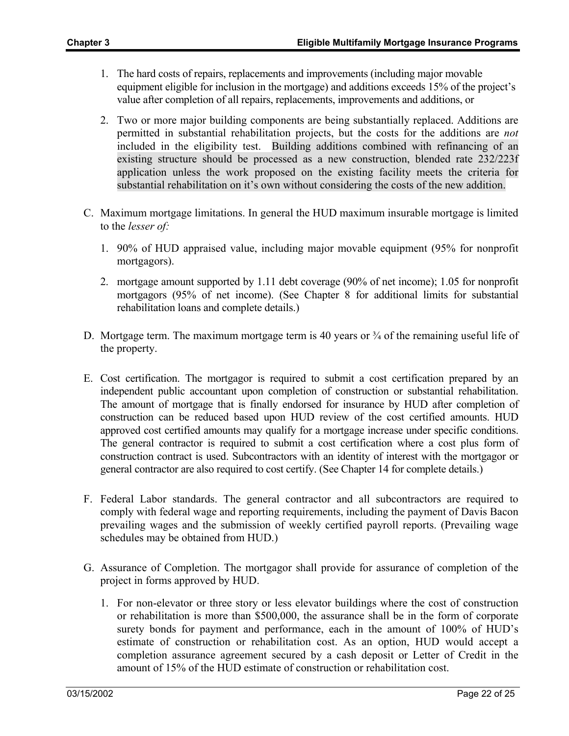1. The hard costs of repairs, replacements and improvements (including major movable equipment eligible for inclusion in the mortgage) and additions exceeds 15% of the project's value after completion of all repairs, replacements, improvements and additions, or

2. Two or more major building components are being substantially replaced. Additions are permitted in substantial rehabilitation projects, but the costs for the additions are *not* included in the eligibility test. Building additions combined with refinancing of an existing structure should be processed as a new construction, blended rate 232/223f application unless the work proposed on the existing facility meets the criteria for substantial rehabilitation on it's own without considering the costs of the new addition.

C. Maximum mortgage limitations. In general the HUD maximum insurable mortgage is limited to the *lesser of:*

   1. 90% of HUD appraised value, including major movable equipment (95% for nonprofit mortgagors).

   2. mortgage amount supported by 1.11 debt coverage (90% of net income); 1.05 for nonprofit mortgagors (95% of net income). (See Chapter 8 for additional limits for substantial rehabilitation loans and complete details.)

D. Mortgage term. The maximum mortgage term is 40 years or ¾ of the remaining useful life of the property.

E. Cost certification. The mortgagor is required to submit a cost certification prepared by an independent public accountant upon completion of construction or substantial rehabilitation. The amount of mortgage that is finally endorsed for insurance by HUD after completion of construction can be reduced based upon HUD review of the cost certified amounts. HUD approved cost certified amounts may qualify for a mortgage increase under specific conditions. The general contractor is required to submit a cost certification where a cost plus form of construction contract is used. Subcontractors with an identity of interest with the mortgagor or general contractor are also required to cost certify. (See Chapter 14 for complete details.)

F. Federal Labor standards. The general contractor and all subcontractors are required to comply with federal wage and reporting requirements, including the payment of Davis Bacon prevailing wages and the submission of weekly certified payroll reports. (Prevailing wage schedules may be obtained from HUD.)

G. Assurance of Completion. The mortgagor shall provide for assurance of completion of the project in forms approved by HUD.

   1. For non-elevator or three story or less elevator buildings where the cost of construction or rehabilitation is more than $500,000, the assurance shall be in the form of corporate surety bonds for payment and performance, each in the amount of 100% of HUD's estimate of construction or rehabilitation cost. As an option, HUD would accept a completion assurance agreement secured by a cash deposit or Letter of Credit in the amount of 15% of the HUD estimate of construction or rehabilitation cost.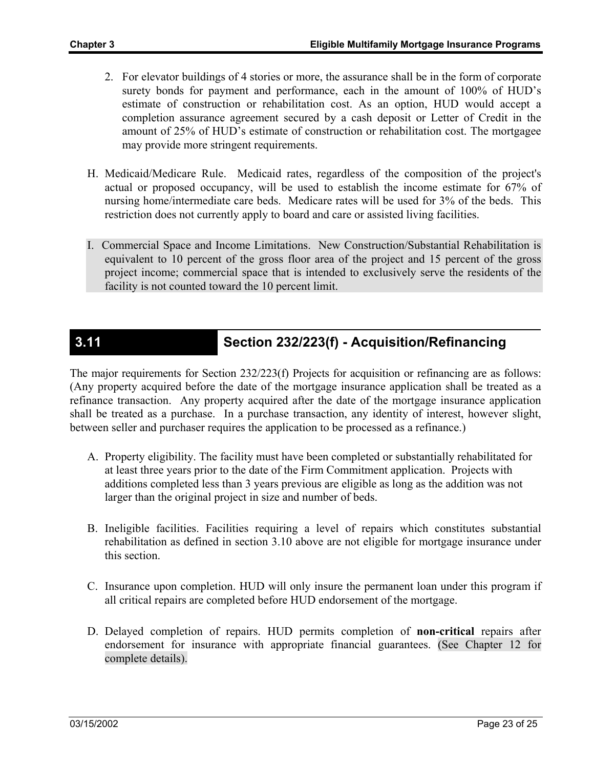2. For elevator buildings of 4 stories or more, the assurance shall be in the form of corporate surety bonds for payment and performance, each in the amount of 100% of HUD's estimate of construction or rehabilitation cost. As an option, HUD would accept a completion assurance agreement secured by a cash deposit or Letter of Credit in the amount of 25% of HUD's estimate of construction or rehabilitation cost. The mortgagee may provide more stringent requirements.

H. Medicaid/Medicare Rule. Medicaid rates, regardless of the composition of the project's actual or proposed occupancy, will be used to establish the income estimate for 67% of nursing home/intermediate care beds. Medicare rates will be used for 3% of the beds. This restriction does not currently apply to board and care or assisted living facilities.

I. Commercial Space and Income Limitations. New Construction/Substantial Rehabilitation is equivalent to 10 percent of the gross floor area of the project and 15 percent of the gross project income; commercial space that is intended to exclusively serve the residents of the facility is not counted toward the 10 percent limit.

## 3.11 Section 232/223(f) - Acquisition/Refinancing

The major requirements for Section 232/223(f) Projects for acquisition or refinancing are as follows: (Any property acquired before the date of the mortgage insurance application shall be treated as a refinance transaction. Any property acquired after the date of the mortgage insurance application shall be treated as a purchase. In a purchase transaction, any identity of interest, however slight, between seller and purchaser requires the application to be processed as a refinance.)

A. Property eligibility. The facility must have been completed or substantially rehabilitated for at least three years prior to the date of the Firm Commitment application. Projects with additions completed less than 3 years previous are eligible as long as the addition was not larger than the original project in size and number of beds.

B. Ineligible facilities. Facilities requiring a level of repairs which constitutes substantial rehabilitation as defined in section 3.10 above are not eligible for mortgage insurance under this section.

C. Insurance upon completion. HUD will only insure the permanent loan under this program if all critical repairs are completed before HUD endorsement of the mortgage.

D. Delayed completion of repairs. HUD permits completion of **non-critical** repairs after endorsement for insurance with appropriate financial guarantees. (See Chapter 12 for complete details).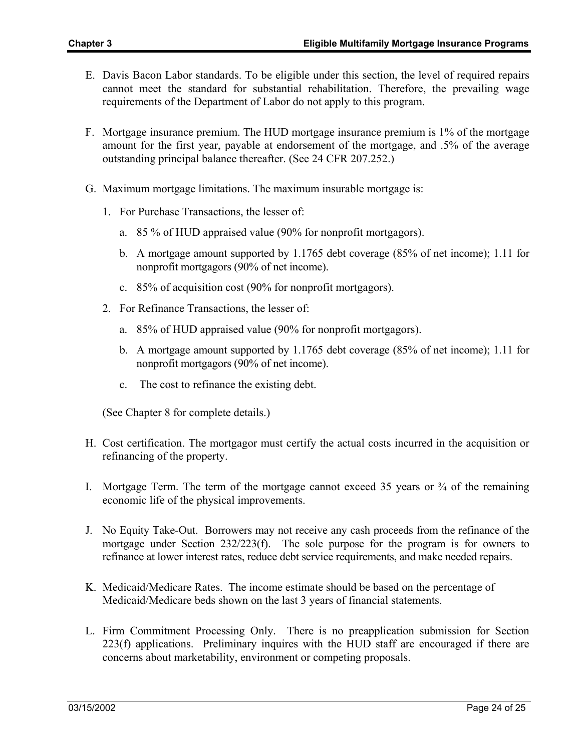E. Davis Bacon Labor standards. To be eligible under this section, the level of required repairs cannot meet the standard for substantial rehabilitation. Therefore, the prevailing wage requirements of the Department of Labor do not apply to this program.

F. Mortgage insurance premium. The HUD mortgage insurance premium is 1% of the mortgage amount for the first year, payable at endorsement of the mortgage, and .5% of the average outstanding principal balance thereafter. (See 24 CFR 207.252.)

G. Maximum mortgage limitations. The maximum insurable mortgage is:

1. For Purchase Transactions, the lesser of:

   a. 85 % of HUD appraised value (90% for nonprofit mortgagors).

   b. A mortgage amount supported by 1.1765 debt coverage (85% of net income); 1.11 for nonprofit mortgagors (90% of net income).

   c. 85% of acquisition cost (90% for nonprofit mortgagors).

2. For Refinance Transactions, the lesser of:

   a. 85% of HUD appraised value (90% for nonprofit mortgagors).

   b. A mortgage amount supported by 1.1765 debt coverage (85% of net income); 1.11 for nonprofit mortgagors (90% of net income).

   c. The cost to refinance the existing debt.

(See Chapter 8 for complete details.)

H. Cost certification. The mortgagor must certify the actual costs incurred in the acquisition or refinancing of the property.

I. Mortgage Term. The term of the mortgage cannot exceed 35 years or ¾ of the remaining economic life of the physical improvements.

J. No Equity Take-Out. Borrowers may not receive any cash proceeds from the refinance of the mortgage under Section 232/223(f). The sole purpose for the program is for owners to refinance at lower interest rates, reduce debt service requirements, and make needed repairs.

K. Medicaid/Medicare Rates. The income estimate should be based on the percentage of Medicaid/Medicare beds shown on the last 3 years of financial statements.

L. Firm Commitment Processing Only. There is no preapplication submission for Section 223(f) applications. Preliminary inquires with the HUD staff are encouraged if there are concerns about marketability, environment or competing proposals.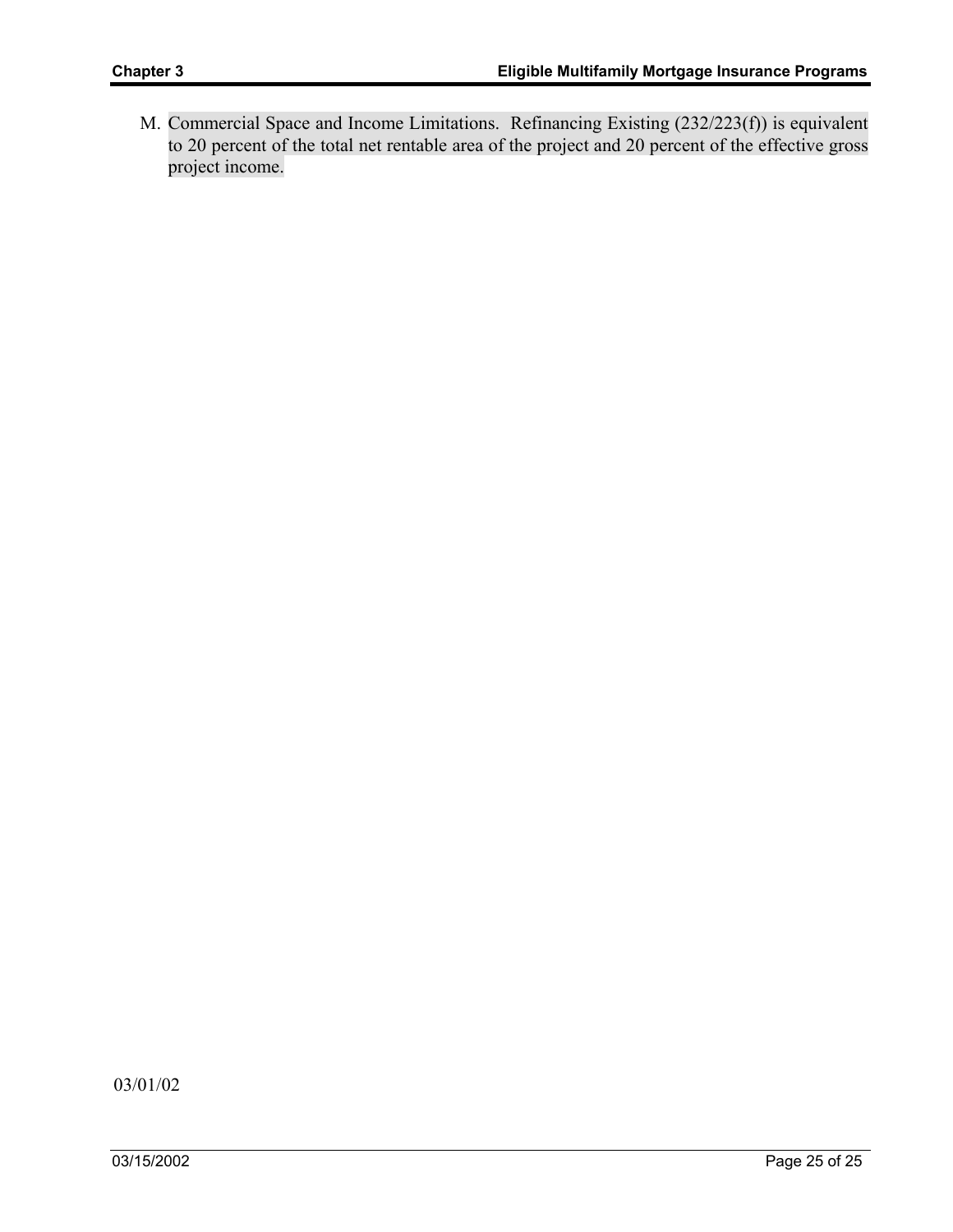M. Commercial Space and Income Limitations. Refinancing Existing (232/223(f)) is equivalent to 20 percent of the total net rentable area of the project and 20 percent of the effective gross project income.

03/01/02